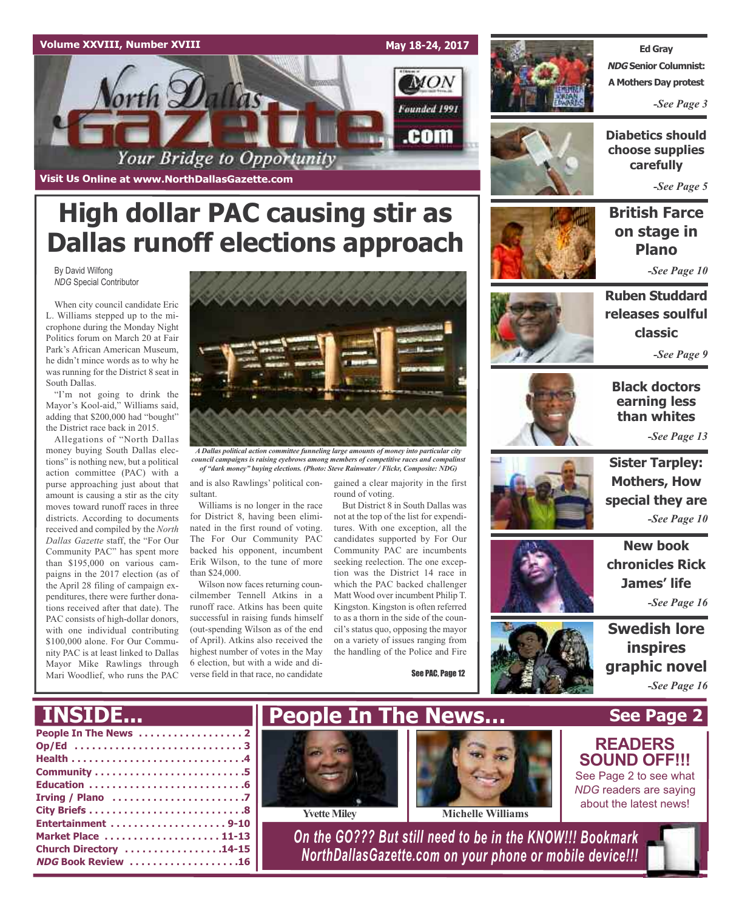Volume XXVIII, Number XVIII

May 18-24, 2017

# North Dallas Gazette

Founded 1991

.com

Your Bridge to Opportunity

Visit Us Online at www.NorthDallasGazette.com

# High dollar PAC causing stir as Dallas runoff elections approach

By David Wilfong
*NDG* Special Contributor

When city council candidate Eric L. Williams stepped up to the microphone during the Monday Night Politics forum on March 20 at Fair Park's African American Museum, he didn't mince words as to why he was running for the District 8 seat in South Dallas.

"I'm not going to drink the Mayor's Kool-aid," Williams said, adding that $200,000 had "bought" the District race back in 2015.

Allegations of "North Dallas money buying South Dallas elections" is nothing new, but a political action committee (PAC) with a purse approaching just about that amount is causing a stir as the city moves toward runoff races in three districts. According to documents received and compiled by the *North Dallas Gazette* staff, the "For Our Community PAC" has spent more than $195,000 on various campaigns in the 2017 election (as of the April 28 filing of campaign expenditures, there were further donations received after that date). The PAC consists of high-dollar donors, with one individual contributing $100,000 alone. For Our Community PAC is at least linked to Dallas Mayor Mike Rawlings through Mari Woodlief, who runs the PAC and is also Rawlings' political consultant.

*A Dallas political action committee funneling large amounts of money into particular city council campaigns is raising eyebrows among members of competitive races and compalinst of "dark money" buying elections. (Photo: Steve Rainwater / Flickr, Composite: NDG)*

Williams is no longer in the race for District 8, having been eliminated in the first round of voting. The For Our Community PAC backed his opponent, incumbent Erik Wilson, to the tune of more than $24,000.

Wilson now faces returning councilmember Tennell Atkins in a runoff race. Atkins has been quite successful in raising funds himself (out-spending Wilson as of the end of April). Atkins also received the highest number of votes in the May 6 election, but with a wide and diverse field in that race, no candidate gained a clear majority in the first round of voting.

But District 8 in South Dallas was not at the top of the list for expenditures. With one exception, all the candidates supported by For Our Community PAC are incumbents seeking reelection. The one exception was the District 14 race in which the PAC backed challenger Matt Wood over incumbent Philip T. Kingston. Kingston is often referred to as a thorn in the side of the council's status quo, opposing the mayor on a variety of issues ranging from the handling of the Police and Fire

See PAC, Page 12

**Ed Gray**
***NDG* Senior Columnist:**
**A Mothers Day protest**
*-See Page 3*

**Diabetics should choose supplies carefully**
*-See Page 5*

**British Farce on stage in Plano**
*-See Page 10*

**Ruben Studdard releases soulful classic**
*-See Page 9*

**Black doctors earning less than whites**
*-See Page 13*

**Sister Tarpley: Mothers, How special they are**
*-See Page 10*

**New book chronicles Rick James' life**
*-See Page 16*

**Swedish lore inspires graphic novel**
*-See Page 16*

## INSIDE...

- People In The News .................. 2
- Op/Ed .............................. 3
- Health .............................. 4
- Community .......................... 5
- Education ........................... 6
- Irving / Plano ....................... 7
- City Briefs .......................... 8
- Entertainment .................... 9-10
- Market Place ..................... 11-13
- Church Directory ................ 14-15
- *NDG* Book Review ................... 16

## People In The News... See Page 2

Yvette Miley

Michelle Williams

**READERS SOUND OFF!!!**
See Page 2 to see what *NDG* readers are saying about the latest news!

*On the GO??? But still need to be in the KNOW!!! Bookmark NorthDallasGazette.com on your phone or mobile device!!!*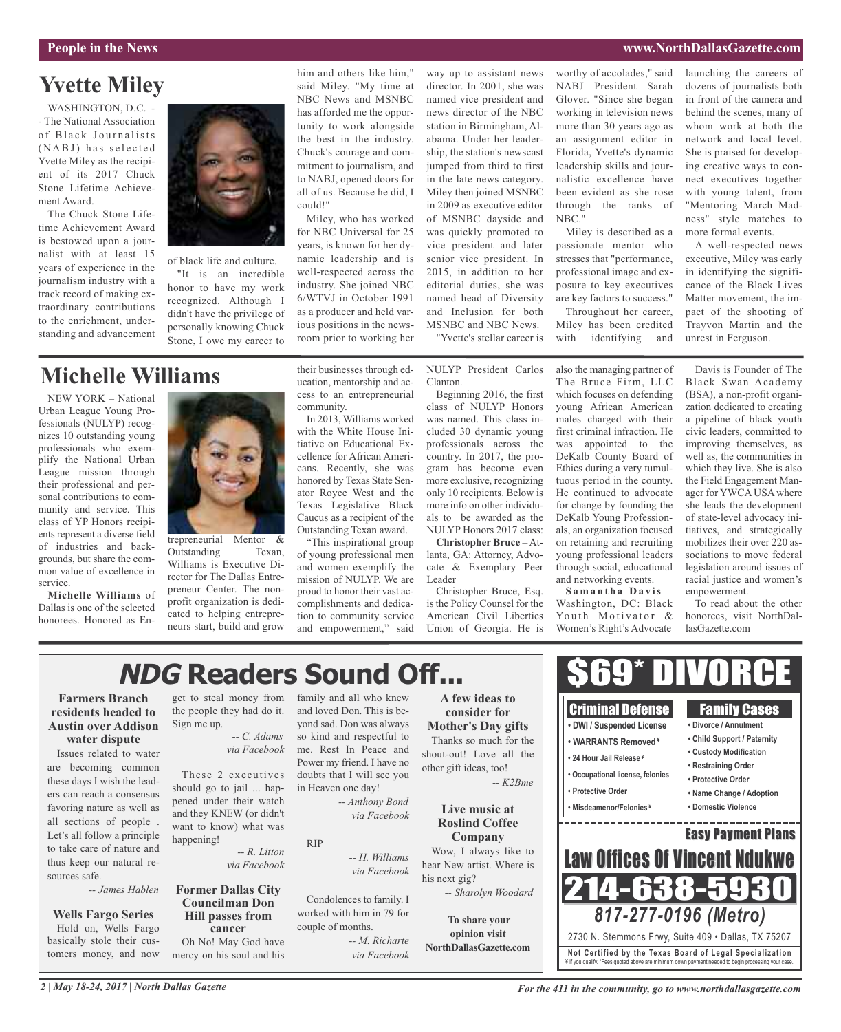## Yvette Miley

WASHINGTON, D.C. -- The National Association of Black Journalists (NABJ) has selected Yvette Miley as the recipient of its 2017 Chuck Stone Lifetime Achievement Award.

The Chuck Stone Lifetime Achievement Award is bestowed upon a journalist with at least 15 years of experience in the journalism industry with a track record of making extraordinary contributions to the enrichment, understanding and advancement of black life and culture.

"It is an incredible honor to have my work recognized. Although I didn't have the privilege of personally knowing Chuck Stone, I owe my career to him and others like him," said Miley. "My time at NBC News and MSNBC has afforded me the opportunity to work alongside the best in the industry. Chuck's courage and commitment to journalism, and to NABJ, opened doors for all of us. Because he did, I could!"

Miley, who has worked for NBC Universal for 25 years, is known for her dynamic leadership and is well-respected across the industry. She joined NBC 6/WTVJ in October 1991 as a producer and held various positions in the newsroom prior to working her way up to assistant news director. In 2001, she was named vice president and news director of the NBC station in Birmingham, Alabama. Under her leadership, the station's newscast jumped from third to first in the late news category. Miley then joined MSNBC in 2009 as executive editor of MSNBC dayside and was quickly promoted to vice president and later senior vice president. In 2015, in addition to her editorial duties, she was named head of Diversity and Inclusion for both MSNBC and NBC News.

"Yvette's stellar career is worthy of accolades," said NABJ President Sarah Glover. "Since she began working in television news more than 30 years ago as an assignment editor in Florida, Yvette's dynamic leadership skills and journalistic excellence have been evident as she rose through the ranks of NBC."

Miley is described as a passionate mentor who stresses that "performance, professional image and exposure to key executives are key factors to success."

Throughout her career, Miley has been credited with identifying and launching the careers of dozens of journalists both in front of the camera and behind the scenes, many of whom work at both the network and local level. She is praised for developing creative ways to connect executives together with young talent, from "Mentoring March Madness" style matches to more formal events.

A well-respected news executive, Miley was early in identifying the significance of the Black Lives Matter movement, the impact of the shooting of Trayvon Martin and the unrest in Ferguson.

## Michelle Williams

NEW YORK – National Urban League Young Professionals (NULYP) recognizes 10 outstanding young professionals who exemplify the National Urban League mission through their professional and personal contributions to community and service. This class of YP Honors recipients represent a diverse field of industries and backgrounds, but share the common value of excellence in service.

**Michelle Williams** of Dallas is one of the selected honorees. Honored as Entrepreneurial Mentor & Outstanding Texan, Williams is Executive Director for The Dallas Entrepreneur Center. The nonprofit organization is dedicated to helping entrepreneurs start, build and grow their businesses through education, mentorship and access to an entrepreneurial community.

In 2013, Williams worked with the White House Initiative on Educational Excellence for African Americans. Recently, she was honored by Texas State Senator Royce West and the Texas Legislative Black Caucus as a recipient of the Outstanding Texan award.

"This inspirational group of young professional men and women exemplify the mission of NULYP. We are proud to honor their vast accomplishments and dedication to community service and empowerment," said NULYP President Carlos Clanton.

Beginning 2016, the first class of NULYP Honors was named. This class included 30 dynamic young professionals across the country. In 2017, the program has become even more exclusive, recognizing only 10 recipients. Below is more info on other individuals to be awarded as the NULYP Honors 2017 class:

**Christopher Bruce** – Atlanta, GA: Attorney, Advocate & Exemplary Peer Leader

Christopher Bruce, Esq. is the Policy Counsel for the American Civil Liberties Union of Georgia. He is also the managing partner of The Bruce Firm, LLC which focuses on defending young African American males charged with their first criminal infraction. He was appointed to the DeKalb County Board of Ethics during a very tumultuous period in the county. He continued to advocate for change by founding the DeKalb Young Professionals, an organization focused on retaining and recruiting young professional leaders through social, educational and networking events.

**Samantha Davis** – Washington, DC: Black Youth Motivator & Women's Right's Advocate

Davis is Founder of The Black Swan Academy (BSA), a non-profit organization dedicated to creating a pipeline of black youth civic leaders, committed to improving themselves, as well as, the communities in which they live. She is also the Field Engagement Manager for YWCA USA where she leads the development of state-level advocacy initiatives, and strategically mobilizes their over 220 associations to move federal legislation around issues of racial justice and women's empowerment.

To read about the other honorees, visit NorthDallasGazette.com

## *NDG* Readers Sound Off...

### Farmers Branch residents headed to Austin over Addison water dispute

Issues related to water are becoming common these days I wish the leaders can reach a consensus favoring nature as well as all sections of people. Let's all follow a principle to take care of nature and thus keep our natural resources safe.

*-- James Hablen*

### Wells Fargo Series

Hold on, Wells Fargo basically stole their customers money, and now get to steal money from the people they had do it. Sign me up.

*-- C. Adams via Facebook*

These 2 executives should go to jail ... happened under their watch and they KNEW (or didn't want to know) what was happening!

*-- R. Litton via Facebook*

### Former Dallas City Councilman Don Hill passes from cancer

Oh No! May God have mercy on his soul and his family and all who knew and loved Don. This is beyond sad. Don was always so kind and respectful to me. Rest In Peace and Power my friend. I have no doubts that I will see you in Heaven one day!

*-- Anthony Bond via Facebook*

RIP

*-- H. Williams via Facebook*

Condolences to family. I worked with him in 79 for couple of months.

*-- M. Richarte via Facebook*

### A few ideas to consider for Mother's Day gifts

Thanks so much for the shout-out! Love all the other gift ideas, too!

*-- K2Bme*

### Live music at Roslind Coffee Company

Wow, I always like to hear New artist. Where is his next gig?

*-- Sharolyn Woodard*

**To share your opinion visit NorthDallasGazette.com**

## $69* DIVORCE

**Criminal Defense**
- DWI / Suspended License
- WARRANTS Removed¥
- 24 Hour Jail Release¥
- Occupational license, felonies
- Protective Order
- Misdeameanor/Felonies¥

**Family Cases**
- Divorce / Annulment
- Child Support / Paternity
- Custody Modification
- Restraining Order
- Protective Order
- Name Change / Adoption
- Domestic Violence

**Easy Payment Plans**

**Law Offices Of Vincent Ndukwe**

**214-638-5930**

*817-277-0196 (Metro)*

2730 N. Stemmons Frwy, Suite 409 • Dallas, TX 75207

**Not Certified by the Texas Board of Legal Specialization**
¥ If you qualify. *Fees quoted above are minimum down payment needed to begin processing your case.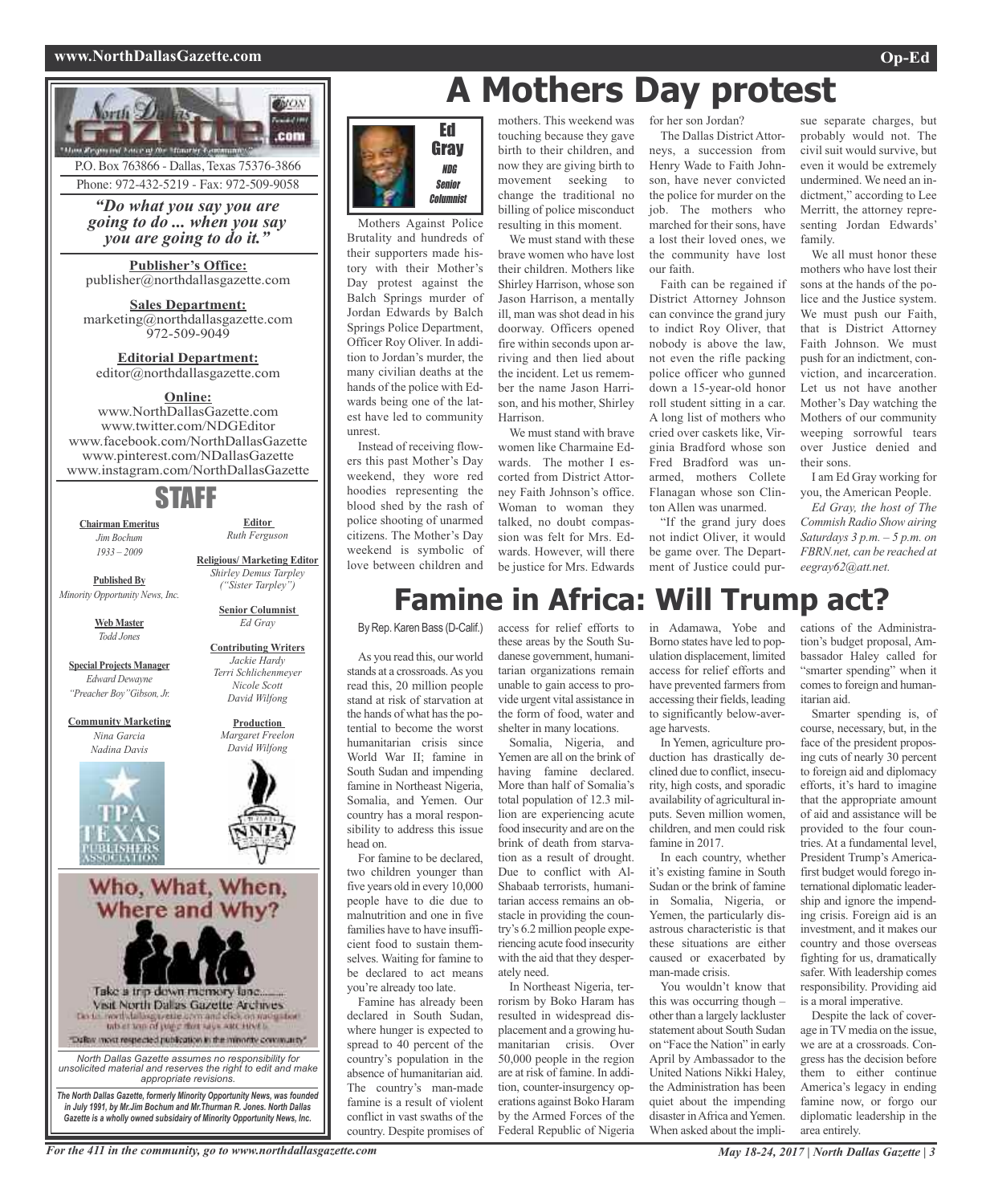P.O. Box 763866 - Dallas, Texas 75376-3866
Phone: 972-432-5219 - Fax: 972-509-9058

*"Do what you say you are going to do ... when you say you are going to do it."*

**Publisher's Office:**
publisher@northdallasgazette.com

**Sales Department:**
marketing@northdallasgazette.com
972-509-9049

**Editorial Department:**
editor@northdallasgazette.com

**Online:**
www.NorthDallasGazette.com
www.twitter.com/NDGEditor
www.facebook.com/NorthDallasGazette
www.pinterest.com/NDallasGazette
www.instagram.com/NorthDallasGazette

## STAFF

**Chairman Emeritus**
*Jim Bochum*
*1933 – 2009*

**Published By**
*Minority Opportunity News, Inc.*

**Web Master**
*Todd Jones*

**Special Projects Manager**
*Edward Dewayne "Preacher Boy" Gibson, Jr.*

**Community Marketing**
*Nina Garcia*
*Nadina Davis*

**Editor**
*Ruth Ferguson*

**Religious/ Marketing Editor**
*Shirley Demus Tarpley ("Sister Tarpley")*

**Senior Columnist**
*Ed Gray*

**Contributing Writers**
*Jackie Hardy*
*Terri Schlichenmeyer*
*Nicole Scott*
*David Wilfong*

**Production**
*Margaret Freelon*
*David Wilfong*

Who, What, When, Where and Why?

Take a trip down memory lane.......
Visit North Dallas Gazette Archives

"Dallas' most respected publication in the minority community"

*North Dallas Gazette assumes no responsibility for unsolicited material and reserves the right to edit and make appropriate revisions.*

***The North Dallas Gazette, formerly Minority Opportunity News, was founded in July 1991, by Mr.Jim Bochum and Mr.Thurman R. Jones. North Dallas Gazette is a wholly owned subsidairy of Minority Opportunity News, Inc.***

# A Mothers Day protest

Ed Gray
*NDG Senior Columnist*

Mothers Against Police Brutality and hundreds of their supporters made history with their Mother's Day protest against the Balch Springs murder of Jordan Edwards by Balch Springs Police Department, Officer Roy Oliver. In addition to Jordan's murder, the many civilian deaths at the hands of the police with Edwards being one of the latest have led to community unrest.

Instead of receiving flowers this past Mother's Day weekend, they wore red hoodies representing the blood shed by the rash of police shooting of unarmed citizens. The Mother's Day weekend is symbolic of love between children and mothers. This weekend was touching because they gave birth to their children, and now they are giving birth to movement seeking to change the traditional no billing of police misconduct resulting in this moment.

We must stand with these brave women who have lost their children. Mothers like Shirley Harrison, whose son Jason Harrison, a mentally ill, man was shot dead in his doorway. Officers opened fire within seconds upon arriving and then lied about the incident. Let us remember the name Jason Harrison, and his mother, Shirley Harrison.

We must stand with brave women like Charmaine Edwards. The mother I escorted from District Attorney Faith Johnson's office. Woman to woman they talked, no doubt compassion was felt for Mrs. Edwards. However, will there be justice for Mrs. Edwards for her son Jordan?

The Dallas District Attorneys, a succession from Henry Wade to Faith Johnson, have never convicted the police for murder on the job. The mothers who marched for their sons, have a lost their loved ones, we the community have lost our faith.

Faith can be regained if District Attorney Johnson can convince the grand jury to indict Roy Oliver, that nobody is above the law, not even the rifle packing police officer who gunned down a 15-year-old honor roll student sitting in a car. A long list of mothers who cried over caskets like, Virginia Bradford whose son Fred Bradford was unarmed, mothers Collete Flanagan whose son Clinton Allen was unarmed.

"If the grand jury does not indict Oliver, it would be game over. The Department of Justice could pursue separate charges, but probably would not. The civil suit would survive, but even it would be extremely undermined. We need an indictment," according to Lee Merritt, the attorney representing Jordan Edwards' family.

We all must honor these mothers who have lost their sons at the hands of the police and the Justice system. We must push our Faith, that is District Attorney Faith Johnson. We must push for an indictment, conviction, and incarceration. Let us not have another Mother's Day watching the Mothers of our community weeping sorrowful tears over Justice denied and their sons.

I am Ed Gray working for you, the American People.

*Ed Gray, the host of The Commish Radio Show airing Saturdays 3 p.m. – 5 p.m. on FBRN.net, can be reached at eegray62@att.net.*

# Famine in Africa: Will Trump act?

By Rep. Karen Bass (D-Calif.)

As you read this, our world stands at a crossroads. As you read this, 20 million people stand at risk of starvation at the hands of what has the potential to become the worst humanitarian crisis since World War II; famine in South Sudan and impending famine in Northeast Nigeria, Somalia, and Yemen. Our country has a moral responsibility to address this issue head on.

For famine to be declared, two children younger than five years old in every 10,000 people have to die due to malnutrition and one in five families have to have insufficient food to sustain themselves. Waiting for famine to be declared to act means you're already too late.

Famine has already been declared in South Sudan, where hunger is expected to spread to 40 percent of the country's population in the absence of humanitarian aid. The country's man-made famine is a result of violent conflict in vast swaths of the country. Despite promises of access for relief efforts to these areas by the South Sudanese government, humanitarian organizations remain unable to gain access to provide urgent vital assistance in the form of food, water and shelter in many locations.

Somalia, Nigeria, and Yemen are all on the brink of having famine declared. More than half of Somalia's total population of 12.3 million are experiencing acute food insecurity and are on the brink of death from starvation as a result of drought. Due to conflict with Al-Shabaab terrorists, humanitarian access remains an obstacle in providing the country's 6.2 million people experiencing acute food insecurity with the aid that they desperately need.

In Northeast Nigeria, terrorism by Boko Haram has resulted in widespread displacement and a growing humanitarian crisis. Over 50,000 people in the region are at risk of famine. In addition, counter-insurgency operations against Boko Haram by the Armed Forces of the Federal Republic of Nigeria in Adamawa, Yobe and Borno states have led to population displacement, limited access for relief efforts and have prevented farmers from accessing their fields, leading to significantly below-average harvests.

In Yemen, agriculture production has drastically declined due to conflict, insecurity, high costs, and sporadic availability of agricultural inputs. Seven million women, children, and men could risk famine in 2017.

In each country, whether it's existing famine in South Sudan or the brink of famine in Somalia, Nigeria, or Yemen, the particularly disastrous characteristic is that these situations are either caused or exacerbated by man-made crisis.

You wouldn't know that this was occurring though – other than a largely lackluster statement about South Sudan on "Face the Nation" in early April by Ambassador to the United Nations Nikki Haley, the Administration has been quiet about the impending disaster in Africa and Yemen. When asked about the implications of the Administration's budget proposal, Ambassador Haley called for "smarter spending" when it comes to foreign and humanitarian aid.

Smarter spending is, of course, necessary, but, in the face of the president proposing cuts of nearly 30 percent to foreign aid and diplomacy efforts, it's hard to imagine that the appropriate amount of aid and assistance will be provided to the four countries. At a fundamental level, President Trump's America-first budget would forego international diplomatic leadership and ignore the impending crisis. Foreign aid is an investment, and it makes our country and those overseas fighting for us, dramatically safer. With leadership comes responsibility. Providing aid is a moral imperative.

Despite the lack of coverage in TV media on the issue, we are at a crossroads. Congress has the decision before them to either continue America's legacy in ending famine now, or forgo our diplomatic leadership in the area entirely.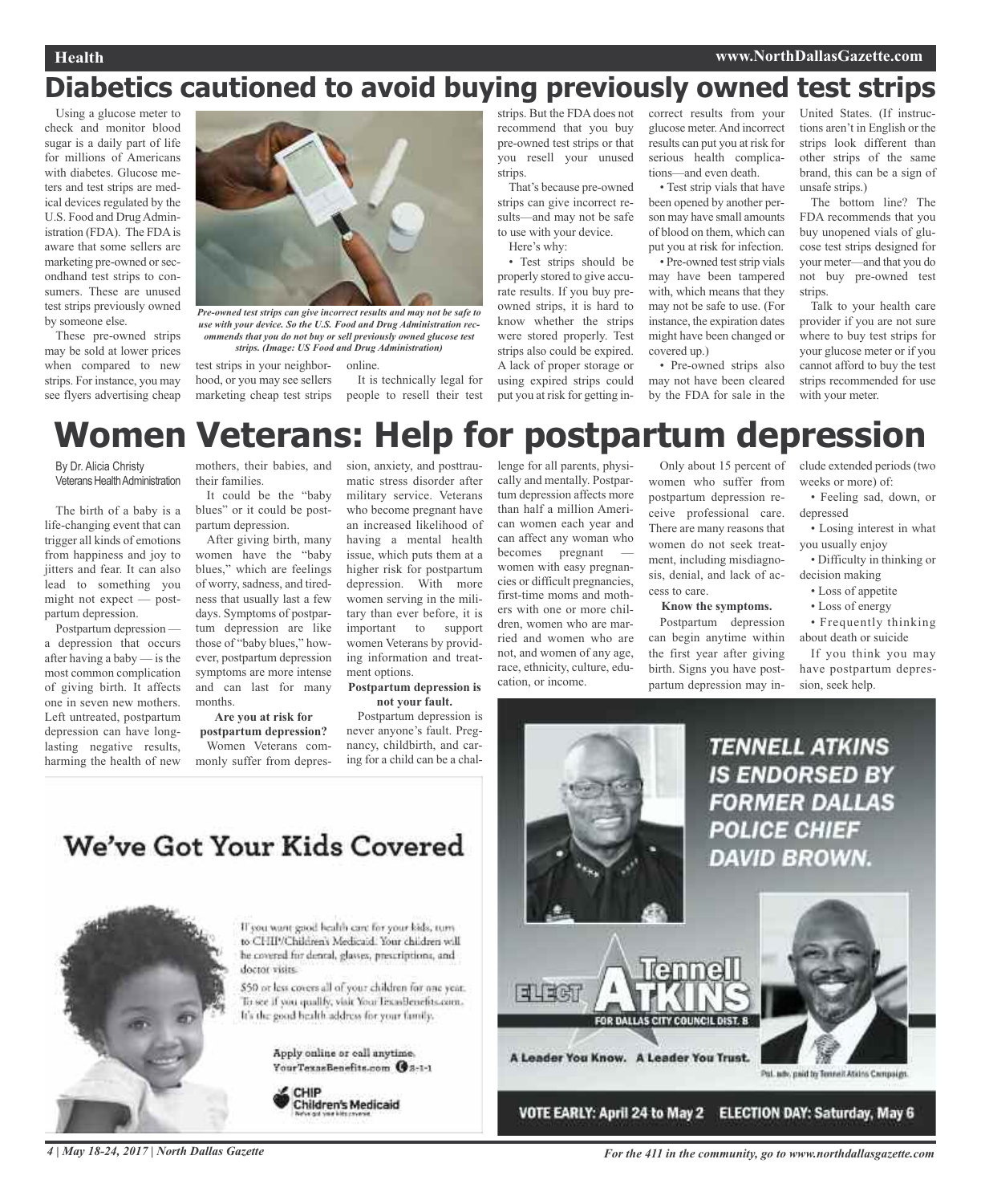# Diabetics cautioned to avoid buying previously owned test strips

Using a glucose meter to check and monitor blood sugar is a daily part of life for millions of Americans with diabetes. Glucose meters and test strips are medical devices regulated by the U.S. Food and Drug Administration (FDA). The FDA is aware that some sellers are marketing pre-owned or secondhand test strips to consumers. These are unused test strips previously owned by someone else.

These pre-owned strips may be sold at lower prices when compared to new strips. For instance, you may see flyers advertising cheap test strips in your neighborhood, or you may see sellers marketing cheap test strips online.

*Pre-owned test strips can give incorrect results and may not be safe to use with your device. So the U.S. Food and Drug Administration recommends that you do not buy or sell previously owned glucose test strips. (Image: US Food and Drug Administration)*

It is technically legal for people to resell their test strips. But the FDA does not recommend that you buy pre-owned test strips or that you resell your unused strips.

That's because pre-owned strips can give incorrect results—and may not be safe to use with your device.

Here's why:

- Test strips should be properly stored to give accurate results. If you buy pre-owned strips, it is hard to know whether the strips were stored properly. Test strips also could be expired. A lack of proper storage or using expired strips could put you at risk for getting incorrect results from your glucose meter. And incorrect results can put you at risk for serious health complications—and even death.
- Test strip vials that have been opened by another person may have small amounts of blood on them, which can put you at risk for infection.
- Pre-owned test strip vials may have been tampered with, which means that they may not be safe to use. (For instance, the expiration dates might have been changed or covered up.)
- Pre-owned strips also may not have been cleared by the FDA for sale in the United States. (If instructions aren't in English or the strips look different than other strips of the same brand, this can be a sign of unsafe strips.)

The bottom line? The FDA recommends that you buy unopened vials of glucose test strips designed for your meter—and that you do not buy pre-owned test strips.

Talk to your health care provider if you are not sure where to buy test strips for your glucose meter or if you cannot afford to buy the test strips recommended for use with your meter.

# Women Veterans: Help for postpartum depression

By Dr. Alicia Christy
Veterans Health Administration

The birth of a baby is a life-changing event that can trigger all kinds of emotions from happiness and joy to jitters and fear. It can also lead to something you might not expect — postpartum depression.

Postpartum depression — a depression that occurs after having a baby — is the most common complication of giving birth. It affects one in seven new mothers. Left untreated, postpartum depression can have long-lasting negative results, harming the health of new mothers, their babies, and their families.

It could be the "baby blues" or it could be postpartum depression.

After giving birth, many women have the "baby blues," which are feelings of worry, sadness, and tiredness that usually last a few days. Symptoms of postpartum depression are like those of "baby blues," however, postpartum depression symptoms are more intense and can last for many months.

**Are you at risk for postpartum depression?**

Women Veterans commonly suffer from depression, anxiety, and posttraumatic stress disorder after military service. Veterans who become pregnant have an increased likelihood of having a mental health issue, which puts them at a higher risk for postpartum depression. With more women serving in the military than ever before, it is important to support women Veterans by providing information and treatment options.

**Postpartum depression is not your fault.**

Postpartum depression is never anyone's fault. Pregnancy, childbirth, and caring for a child can be a challenge for all parents, physically and mentally. Postpartum depression affects more than half a million American women each year and can affect any woman who becomes pregnant — women with easy pregnancies or difficult pregnancies, first-time moms and mothers with one or more children, women who are married and women who are not, and women of any age, race, ethnicity, culture, education, or income.

Only about 15 percent of women who suffer from postpartum depression receive professional care. There are many reasons that women do not seek treatment, including misdiagnosis, denial, and lack of access to care.

**Know the symptoms.**

Postpartum depression can begin anytime within the first year after giving birth. Signs you have postpartum depression may include extended periods (two weeks or more) of:

- Feeling sad, down, or depressed
- Losing interest in what you usually enjoy
- Difficulty in thinking or decision making
- Loss of appetite
- Loss of energy
- Frequently thinking about death or suicide

If you think you may have postpartum depression, seek help.

## We've Got Your Kids Covered

If you want good health care for your kids, turn to CHIP/Children's Medicaid. Your children will be covered for dental, glasses, prescriptions, and doctor visits.

$50 or less covers all of your children for one year. To see if you qualify, visit YourTexasBenefits.com. It's the good health address for your family.

Apply online or call anytime. YourTexasBenefits.com 2-1-1

CHIP Children's Medicaid

## TENNELL ATKINS IS ENDORSED BY FORMER DALLAS POLICE CHIEF DAVID BROWN.

Elect Tennell Atkins For Dallas City Council Dist. 8

A Leader You Know. A Leader You Trust.

Pol. adv. paid by Tennell Atkins Campaign.

VOTE EARLY: April 24 to May 2 ELECTION DAY: Saturday, May 6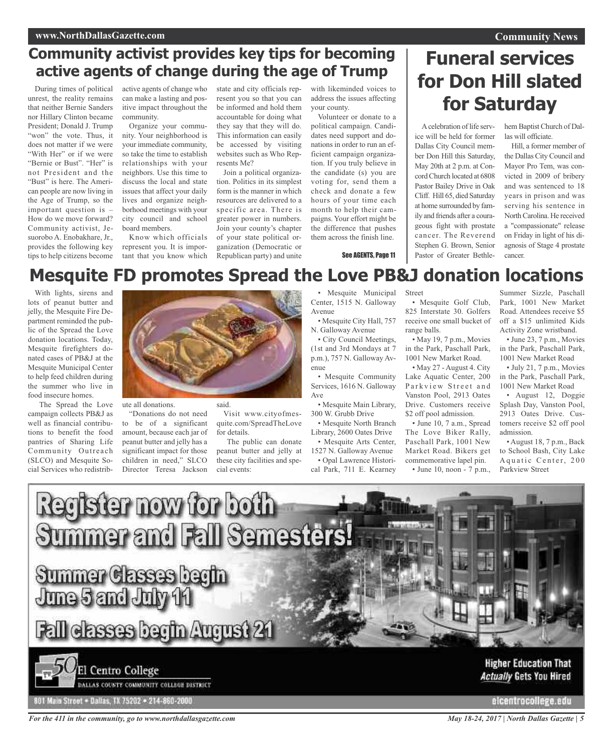## Community activist provides key tips for becoming active agents of change during the age of Trump

During times of political unrest, the reality remains that neither Bernie Sanders nor Hillary Clinton became President; Donald J. Trump "won" the vote. Thus, it does not matter if we were "With Her" or if we were "Bernie or Bust". "Her" is not President and the "Bust" is here. The American people are now living in the Age of Trump, so the important question is – How do we move forward? Community activist, Jesuorobo A. Enobakhare, Jr., provides the following key tips to help citizens become active agents of change who can make a lasting and positive impact throughout the community.

Organize your community. Your neighborhood is your immediate community, so take the time to establish relationships with your neighbors. Use this time to discuss the local and state issues that affect your daily lives and organize neighborhood meetings with your city council and school board members.

Know which officials represent you. It is important that you know which state and city officials represent you so that you can be informed and hold them accountable for doing what they say that they will do. This information can easily be accessed by visiting websites such as Who Represents Me?

Join a political organization. Politics in its simplest form is the manner in which resources are delivered to a specific area. There is greater power in numbers. Join your county's chapter of your state political organization (Democratic or Republican party) and unite with likeminded voices to address the issues affecting your county.

Volunteer or donate to a political campaign. Candidates need support and donations in order to run an efficient campaign organization. If you truly believe in the candidate (s) you are voting for, send them a check and donate a few hours of your time each month to help their campaigns. Your effort might be the difference that pushes them across the finish line.

See AGENTS, Page 11

## Funeral services for Don Hill slated for Saturday

A celebration of life service will be held for former Dallas City Council member Don Hill this Saturday, May 20th at 2 p.m. at Concord Church located at 6808 Pastor Bailey Drive in Oak Cliff. Hill 65, died Saturday at home surrounded by family and friends after a courageous fight with prostate cancer. The Reverend Stephen G. Brown, Senior Pastor of Greater Bethlehem Baptist Church of Dallas will officiate.

Hill, a former member of the Dallas City Council and Mayor Pro Tem, was convicted in 2009 of bribery and was sentenced to 18 years in prison and was serving his sentence in North Carolina. He received a "compassionate" release on Friday in light of his diagnosis of Stage 4 prostate cancer.

## Mesquite FD promotes Spread the Love PB&J donation locations

With lights, sirens and lots of peanut butter and jelly, the Mesquite Fire Department reminded the public of the Spread the Love donation locations. Today, Mesquite firefighters donated cases of PB&J at the Mesquite Municipal Center to help feed children during the summer who live in food insecure homes.

The Spread the Love campaign collects PB&J as well as financial contributions to benefit the food pantries of Sharing Life Community Outreach (SLCO) and Mesquite Social Services who redistribute all donations.

"Donations do not need to be of a significant amount, because each jar of peanut butter and jelly has a significant impact for those children in need," SLCO Director Teresa Jackson said.

Visit www.cityofmesquite.com/SpreadTheLove for details.

The public can donate peanut butter and jelly at these city facilities and special events:

- Mesquite Municipal Center, 1515 N. Galloway Avenue
- Mesquite City Hall, 757 N. Galloway Avenue
- City Council Meetings, (1st and 3rd Mondays at 7 p.m.), 757 N. Galloway Avenue
- Mesquite Community Services, 1616 N. Galloway Ave
- Mesquite Main Library, 300 W. Grubb Drive
- Mesquite North Branch Library, 2600 Oates Drive
- Mesquite Arts Center, 1527 N. Galloway Avenue
- Opal Lawrence Historical Park, 711 E. Kearney Street
- Mesquite Golf Club, 825 Interstate 30. Golfers receive one small bucket of range balls.
- May 19, 7 p.m., Movies in the Park, Paschall Park, 1001 New Market Road.
- May 27 - August 4. City Lake Aquatic Center, 200 Parkview Street and Vanston Pool, 2913 Oates Drive. Customers receive $2 off pool admission.
- June 10, 7 a.m., Spread The Love Biker Rally, Paschall Park, 1001 New Market Road. Bikers get commemorative lapel pin.
- June 10, noon - 7 p.m., Summer Sizzle, Paschall Park, 1001 New Market Road. Attendees receive $5 off a $15 unlimited Kids Activity Zone wristband.
- June 23, 7 p.m., Movies in the Park, Paschall Park, 1001 New Market Road
- July 21, 7 p.m., Movies in the Park, Paschall Park, 1001 New Market Road
- August 12, Doggie Splash Day, Vanston Pool, 2913 Oates Drive. Customers receive $2 off pool admission.
- August 18, 7 p.m., Back to School Bash, City Lake Aquatic Center, 200 Parkview Street

---

**Register now for both Summer and Fall Semesters!**

**Summer Classes begin June 5 and July 11**

**Fall classes begin August 21**

El Centro College
DALLAS COUNTY COMMUNITY COLLEGE DISTRICT

801 Main Street • Dallas, TX 75202 • 214-860-2000

**Higher Education That *Actually* Gets You Hired**

elcentrocollege.edu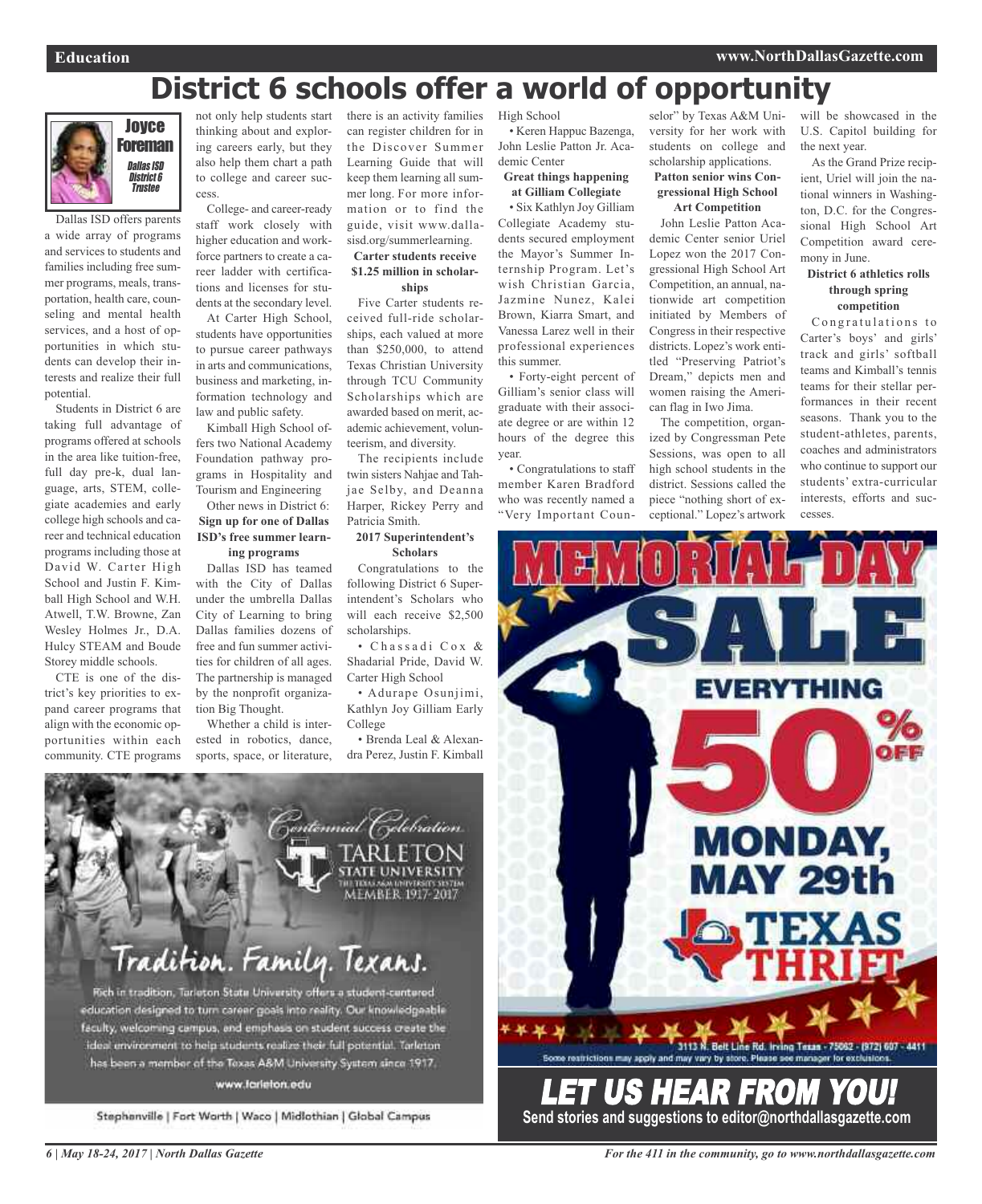# District 6 schools offer a world of opportunity

**Joyce Foreman**
*Dallas ISD District 6 Trustee*

Dallas ISD offers parents a wide array of programs and services to students and families including free summer programs, meals, transportation, health care, counseling and mental health services, and a host of opportunities in which students can develop their interests and realize their full potential.

Students in District 6 are taking full advantage of programs offered at schools in the area like tuition-free, full day pre-k, dual language, arts, STEM, collegiate academies and early college high schools and career and technical education programs including those at David W. Carter High School and Justin F. Kimball High School and W.H. Atwell, T.W. Browne, Zan Wesley Holmes Jr., D.A. Hulcy STEAM and Boude Storey middle schools.

CTE is one of the district's key priorities to expand career programs that align with the economic opportunities within each community. CTE programs not only help students start thinking about and exploring careers early, but they also help them chart a path to college and career success.

College- and career-ready staff work closely with higher education and workforce partners to create a career ladder with certifications and licenses for students at the secondary level.

At Carter High School, students have opportunities to pursue career pathways in arts and communications, business and marketing, information technology and law and public safety.

Kimball High School offers two National Academy Foundation pathway programs in Hospitality and Tourism and Engineering

Other news in District 6:

### Sign up for one of Dallas ISD's free summer learning programs

Dallas ISD has teamed with the City of Dallas under the umbrella Dallas City of Learning to bring Dallas families dozens of free and fun summer activities for children of all ages. The partnership is managed by the nonprofit organization Big Thought.

Whether a child is interested in robotics, dance, sports, space, or literature, there is an activity families can register children for in the Discover Summer Learning Guide that will keep them learning all summer long. For more information or to find the guide, visit www.dallasisd.org/summerlearning.

### Carter students receive $1.25 million in scholarships

Five Carter students received full-ride scholarships, each valued at more than $250,000, to attend Texas Christian University through TCU Community Scholarships which are awarded based on merit, academic achievement, volunteerism, and diversity.

The recipients include twin sisters Nahjae and Tahjae Selby, and Deanna Harper, Rickey Perry and Patricia Smith.

### 2017 Superintendent's Scholars

Congratulations to the following District 6 Superintendent's Scholars who will each receive $2,500 scholarships.

- Chassadi Cox & Shadarial Pride, David W. Carter High School
- Adurape Osunjimi, Kathlyn Joy Gilliam Early College
- Brenda Leal & Alexandra Perez, Justin F. Kimball High School
- Keren Happuc Bazenga, John Leslie Patton Jr. Academic Center

### Great things happening at Gilliam Collegiate

- Six Kathlyn Joy Gilliam Collegiate Academy students secured employment the Mayor's Summer Internship Program. Let's wish Christian Garcia, Jazmine Nunez, Kalei Brown, Kiarra Smart, and Vanessa Larez well in their professional experiences this summer.
- Forty-eight percent of Gilliam's senior class will graduate with their associate degree or are within 12 hours of the degree this year.
- Congratulations to staff member Karen Bradford who was recently named a "Very Important Counselor" by Texas A&M University for her work with students on college and scholarship applications.

### Patton senior wins Congressional High School Art Competition

John Leslie Patton Academic Center senior Uriel Lopez won the 2017 Congressional High School Art Competition, an annual, nationwide art competition initiated by Members of Congress in their respective districts. Lopez's work entitled "Preserving Patriot's Dream," depicts men and women raising the American flag in Iwo Jima.

The competition, organized by Congressman Pete Sessions, was open to all high school students in the district. Sessions called the piece "nothing short of exceptional." Lopez's artwork will be showcased in the U.S. Capitol building for the next year.

As the Grand Prize recipient, Uriel will join the national winners in Washington, D.C. for the Congressional High School Art Competition award ceremony in June.

### District 6 athletics rolls through spring competition

Congratulations to Carter's boys' and girls' track and girls' softball teams and Kimball's tennis teams for their stellar performances in their recent seasons. Thank you to the student-athletes, parents, coaches and administrators who continue to support our students' extra-curricular interests, efforts and successes.

---

Centennial Celebration
TARLETON STATE UNIVERSITY
THE TEXAS A&M UNIVERSITY SYSTEM
MEMBER 1917-2017

Tradition. Family. Texans.

Rich in tradition, Tarleton State University offers a student-centered education designed to turn career goals into reality. Our knowledgeable faculty, welcoming campus, and emphasis on student success create the ideal environment to help students realize their full potential. Tarleton has been a member of the Texas A&M University System since 1917.

www.tarleton.edu

Stephenville | Fort Worth | Waco | Midlothian | Global Campus

---

MEMORIAL DAY SALE
EVERYTHING 50% OFF
MONDAY, MAY 29th
TEXAS THRIFT

3113 N. Belt Line Rd. Irving Texas - 75062 - (972) 607 - 4411
Some restrictions may apply and may vary by store. Please see manager for exclusions.

---

**LET US HEAR FROM YOU!**
Send stories and suggestions to editor@northdallasgazette.com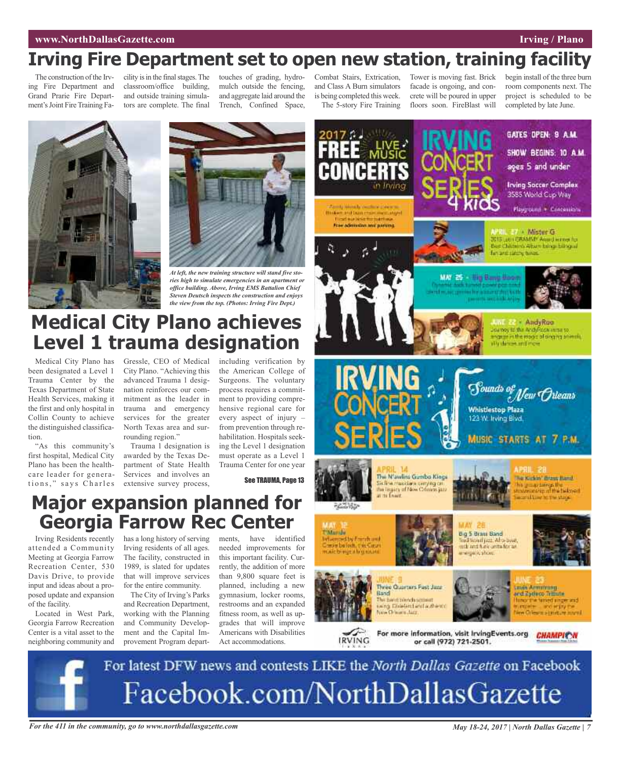# Irving Fire Department set to open new station, training facility

The construction of the Irving Fire Department and Grand Prarie Fire Department's Joint Fire Training Facility is in the final stages. The classroom/office building, and outside training simulators are complete. The final touches of grading, hydromulch outside the fencing, and aggregate laid around the Trench, Confined Space, Combat Stairs, Extrication, and Class A Burn simulators is being completed this week.

The 5-story Fire Training Tower is moving fast. Brick facade is ongoing, and concrete will be poured in upper floors soon. FireBlast will begin install of the three burn room components next. The project is scheduled to be completed by late June.

*At left, the new training structure will stand five stories high to simulate emergencies in an apartment or office building. Above, Irving EMS Battalion Chief Steven Deutsch inspects the construction and enjoys the view from the top. (Photos: Irving Fire Dept.)*

# Medical City Plano achieves Level 1 trauma designation

Medical City Plano has been designated a Level 1 Trauma Center by the Texas Department of State Health Services, making it the first and only hospital in Collin County to achieve the distinguished classification.

"As this community's first hospital, Medical City Plano has been the healthcare leader for generations," says Charles Gressle, CEO of Medical City Plano. "Achieving this advanced Trauma 1 designation reinforces our commitment as the leader in trauma and emergency services for the greater North Texas area and surrounding region."

Trauma 1 designation is awarded by the Texas Department of State Health Services and involves an extensive survey process, including verification by the American College of Surgeons. The voluntary process requires a commitment to providing comprehensive regional care for every aspect of injury – from prevention through rehabilitation. Hospitals seeking the Level 1 designation must operate as a Level 1 Trauma Center for one year

See TRAUMA, Page 13

# Major expansion planned for Georgia Farrow Rec Center

Irving Residents recently attended a Community Meeting at Georgia Farrow Recreation Center, 530 Davis Drive, to provide input and ideas about a proposed update and expansion of the facility.

Located in West Park, Georgia Farrow Recreation Center is a vital asset to the neighboring community and has a long history of serving Irving residents of all ages. The facility, constructed in 1989, is slated for updates that will improve services for the entire community.

The City of Irving's Parks and Recreation Department, working with the Planning and Community Development and the Capital Improvement Program departments, have identified needed improvements for this important facility. Currently, the addition of more than 9,800 square feet is planned, including a new gymnasium, locker rooms, restrooms and an expanded fitness room, as well as upgrades that will improve Americans with Disabilities Act accommodations.

For latest DFW news and contests LIKE the *North Dallas Gazette* on Facebook

Facebook.com/NorthDallasGazette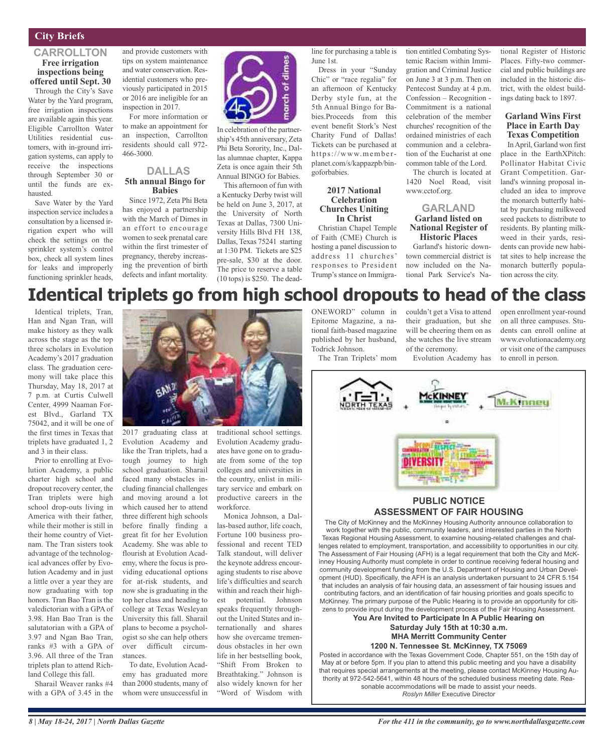## City Briefs

### CARROLLTON

#### Free irrigation inspections being offered until Sept. 30

Through the City's Save Water by the Yard program, free irrigation inspections are available again this year. Eligible Carrollton Water Utilities residential customers, with in-ground irrigation systems, can apply to receive the inspections through September 30 or until the funds are exhausted.

Save Water by the Yard inspection service includes a consultation by a licensed irrigation expert who will check the settings on the sprinkler system's control box, check all system lines for leaks and improperly functioning sprinkler heads, and provide customers with tips on system maintenance and water conservation. Residential customers who previously participated in 2015 or 2016 are ineligible for an inspection in 2017.

For more information or to make an appointment for an inspection, Carrollton residents should call 972-466-3000.

### DALLAS

#### 5th annual Bingo for Babies

Since 1972, Zeta Phi Beta has enjoyed a partnership with the March of Dimes in an effort to encourage women to seek prenatal care within the first trimester of pregnancy, thereby increasing the prevention of birth defects and infant mortality.

In celebration of the partnership's 45th anniversary, Zeta Phi Beta Sorority, Inc., Dallas alumnae chapter, Kappa Zeta is once again their 5th Annual BINGO for Babies.

This afternoon of fun with a Kentucky Derby twist will be held on June 3, 2017, at the University of North Texas at Dallas, 7300 University Hills Blvd FH 138, Dallas, Texas 75241 starting at 1:30 PM. Tickets are $25 pre-sale, $30 at the door. The price to reserve a table (10 tops) is $250. The deadline for purchasing a table is June 1st.

Dress in your "Sunday Chic" or "race regalia" for an afternoon of Kentucky Derby style fun, at the 5th Annual Bingo for Babies.Proceeds from this event benefit Stork's Nest Charity Fund of Dallas! Tickets can be purchased at https://www.memberplanet.com/s/kappazpb/bingoforbabies.

#### 2017 National Celebration Churches Uniting In Christ

Christian Chapel Temple of Faith (CME) Church is hosting a panel discussion to address 11 churches' responses to President Trump's stance on Immigration entitled Combating Systemic Racism within Immigration and Criminal Justice on June 3 at 3 p.m. Then on Pentecost Sunday at 4 p.m. Confession – Recognition - Commitment is a national celebration of the member churches' recognition of the ordained ministries of each communion and a celebration of the Eucharist at one common table of the Lord.

The church is located at 1420 Noel Road, visit www.cctof.org.

### GARLAND

#### Garland listed on National Register of Historic Places

Garland's historic downtown commercial district is now included on the National Park Service's National Register of Historic Places. Fifty-two commercial and public buildings are included in the historic district, with the oldest buildings dating back to 1897.

#### Garland Wins First Place in Earth Day Texas Competition

In April, Garland won first place in the EarthXPitch: Pollinator Habitat Civic Grant Competition. Garland's winning proposal included an idea to improve the monarch butterfly habitat by purchasing milkweed seed packets to distribute to residents. By planting milkweed in their yards, residents can provide new habitat sites to help increase the monarch butterfly population across the city.

# Identical triplets go from high school dropouts to head of the class

Identical triplets, Tran, Han and Ngan Tran, will make history as they walk across the stage as the top three scholars in Evolution Academy's 2017 graduation class. The graduation ceremony will take place this Thursday, May 18, 2017 at 7 p.m. at Curtis Culwell Center, 4999 Naaman Forest Blvd., Garland TX 75042, and it will be one of the first times in Texas that triplets have graduated 1, 2 and 3 in their class.

Prior to enrolling at Evolution Academy, a public charter high school and dropout recovery center, the Tran triplets were high school drop-outs living in America with their father, while their mother is still in their home country of Vietnam. The Tran sisters took advantage of the technological advances offer by Evolution Academy and in just a little over a year they are now graduating with top honors. Tran Bao Tran is the valedictorian with a GPA of 3.98. Han Bao Tran is the salutatorian with a GPA of 3.97 and Ngan Bao Tran, ranks #3 with a GPA of 3.96. All three of the Tran triplets plan to attend Richland College this fall.

Sharail Weaver ranks #4 with a GPA of 3.45 in the 2017 graduating class at Evolution Academy and like the Tran triplets, had a tough journey to high school graduation. Sharail faced many obstacles including financial challenges and moving around a lot which caused her to attend three different high schools before finally finding a great fit for her Evolution Academy. She was able to flourish at Evolution Academy, where the focus is providing educational options for at-risk students, and now she is graduating in the top her class and heading to college at Texas Wesleyan University this fall. Sharail plans to become a psychologist so she can help others over difficult circumstances.

To date, Evolution Academy has graduated more than 2000 students, many of whom were unsuccessful in traditional school settings. Evolution Academy graduates have gone on to graduate from some of the top colleges and universities in the country, enlist in military service and embark on productive careers in the workforce.

Monica Johnson, a Dallas-based author, life coach, Fortune 100 business professional and recent TED Talk standout, will deliver the keynote address encouraging students to rise above life's difficulties and search within and reach their highest potential. Johnson speaks frequently throughout the United States and internationally and shares how she overcame tremendous obstacles in her own life in her bestselling book, "Shift From Broken to Breathtaking." Johnson is also widely known for her "Word of Wisdom with ONEWORD" column in Epitome Magazine, a national faith-based magazine published by her husband, Todrick Johnson.

The Tran Triplets' mom couldn't get a Visa to attend their graduation, but she will be cheering them on as she watches the live stream of the ceremony.

Evolution Academy has open enrollment year-round on all three campuses. Students can enroll online at www.evolutionacademy.org or visit one of the campuses to enroll in person.

---

**PUBLIC NOTICE**
**ASSESSMENT OF FAIR HOUSING**

The City of McKinney and the McKinney Housing Authority announce collaboration to work together with the public, community leaders, and interested parties in the North Texas Regional Housing Assessment, to examine housing-related challenges and challenges related to employment, transportation, and accessibility to opportunities in our city. The Assessment of Fair Housing (AFH) is a legal requirement that both the City and McKinney Housing Authority must complete in order to continue receiving federal housing and community development funding from the U.S. Department of Housing and Urban Development (HUD). Specifically, the AFH is an analysis undertaken pursuant to 24 CFR 5.154 that includes an analysis of fair housing data, an assessment of fair housing issues and contributing factors, and an identification of fair housing priorities and goals specific to McKinney. The primary purpose of the Public Hearing is to provide an opportunity for citizens to provide input during the development process of the Fair Housing Assessment.

**You Are Invited to Participate In A Public Hearing on**
**Saturday July 15th at 10:30 a.m.**
**MHA Merritt Community Center**
**1200 N. Tennessee St. McKinney, TX 75069**

Posted in accordance with the Texas Government Code, Chapter 551, on the 15th day of May at or before 5pm. If you plan to attend this public meeting and you have a disability that requires special arrangements at the meeting, please contact McKinney Housing Authority at 972-542-5641, within 48 hours of the scheduled business meeting date. Reasonable accommodations will be made to assist your needs.

*Roslyn Miller* Executive Director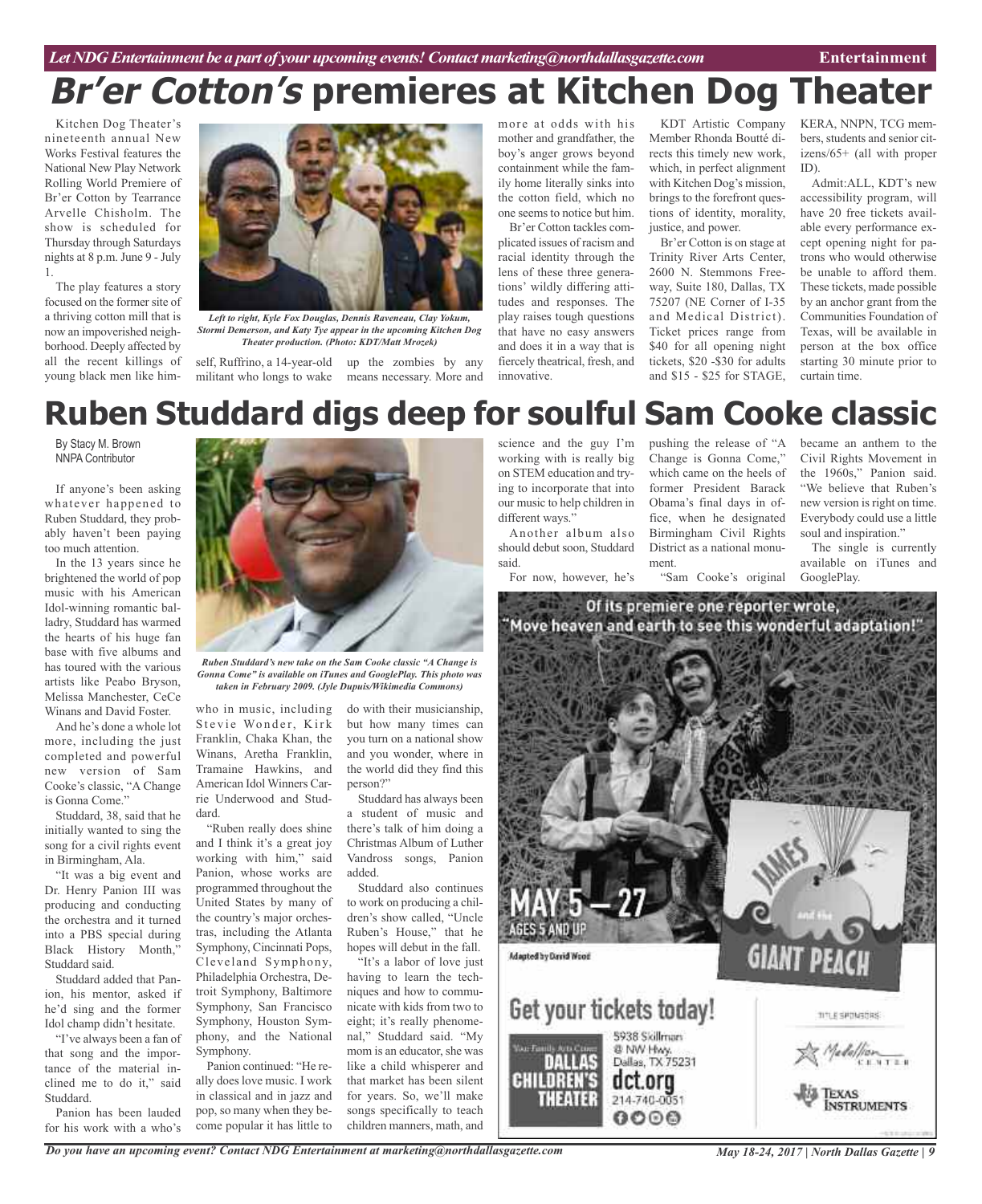# *Br'er Cotton's* premieres at Kitchen Dog Theater

Kitchen Dog Theater's nineteenth annual New Works Festival features the National New Play Network Rolling World Premiere of Br'er Cotton by Tearrance Arvelle Chisholm. The show is scheduled for Thursday through Saturdays nights at 8 p.m. June 9 - July 1.

The play features a story focused on the former site of a thriving cotton mill that is now an impoverished neighborhood. Deeply affected by all the recent killings of young black men like himself, Ruffrino, a 14-year-old militant who longs to wake up the zombies by any means necessary. More and more at odds with his mother and grandfather, the boy's anger grows beyond containment while the family home literally sinks into the cotton field, which no one seems to notice but him.

*Left to right, Kyle Fox Douglas, Dennis Raveneau, Clay Yokum, Stormi Demerson, and Katy Tye appear in the upcoming Kitchen Dog Theater production. (Photo: KDT/Matt Mrozek)*

Br'er Cotton tackles complicated issues of racism and racial identity through the lens of these three generations' wildly differing attitudes and responses. The play raises tough questions that have no easy answers and does it in a way that is fiercely theatrical, fresh, and innovative.

KDT Artistic Company Member Rhonda Boutté directs this timely new work, which, in perfect alignment with Kitchen Dog's mission, brings to the forefront questions of identity, morality, justice, and power.

Br'er Cotton is on stage at Trinity River Arts Center, 2600 N. Stemmons Freeway, Suite 180, Dallas, TX 75207 (NE Corner of I-35 and Medical District). Ticket prices range from $40 for all opening night tickets, $20 -$30 for adults and $15 - $25 for STAGE, KERA, NNPN, TCG members, students and senior citizens/65+ (all with proper ID).

Admit:ALL, KDT's new accessibility program, will have 20 free tickets available every performance except opening night for patrons who would otherwise be unable to afford them. These tickets, made possible by an anchor grant from the Communities Foundation of Texas, will be available in person at the box office starting 30 minute prior to curtain time.

# Ruben Studdard digs deep for soulful Sam Cooke classic

By Stacy M. Brown
NNPA Contributor

If anyone's been asking whatever happened to Ruben Studdard, they probably haven't been paying too much attention.

In the 13 years since he brightened the world of pop music with his American Idol-winning romantic balladry, Studdard has warmed the hearts of his huge fan base with five albums and has toured with the various artists like Peabo Bryson, Melissa Manchester, CeCe Winans and David Foster.

And he's done a whole lot more, including the just completed and powerful new version of Sam Cooke's classic, "A Change is Gonna Come."

Studdard, 38, said that he initially wanted to sing the song for a civil rights event in Birmingham, Ala.

"It was a big event and Dr. Henry Panion III was producing and conducting the orchestra and it turned into a PBS special during Black History Month," Studdard said.

Studdard added that Panion, his mentor, asked if he'd sing and the former Idol champ didn't hesitate.

"I've always been a fan of that song and the importance of the material inclined me to do it," said Studdard.

Panion has been lauded for his work with a who's who in music, including Stevie Wonder, Kirk Franklin, Chaka Khan, the Winans, Aretha Franklin, Tramaine Hawkins, and American Idol Winners Carrie Underwood and Studdard.

*Ruben Studdard's new take on the Sam Cooke classic "A Change is Gonna Come" is available on iTunes and GooglePlay. This photo was taken in February 2009. (Jyle Dupuis/Wikimedia Commons)*

"Ruben really does shine and I think it's a great joy working with him," said Panion, whose works are programmed throughout the United States by many of the country's major orchestras, including the Atlanta Symphony, Cincinnati Pops, Cleveland Symphony, Philadelphia Orchestra, Detroit Symphony, Baltimore Symphony, San Francisco Symphony, Houston Symphony, and the National Symphony.

Panion continued: "He really does love music. I work in classical and in jazz and pop, so many when they become popular it has little to do with their musicianship, but how many times can you turn on a national show and you wonder, where in the world did they find this person?"

Studdard has always been a student of music and there's talk of him doing a Christmas Album of Luther Vandross songs, Panion added.

Studdard also continues to work on producing a children's show called, "Uncle Ruben's House," that he hopes will debut in the fall.

"It's a labor of love just having to learn the techniques and how to communicate with kids from two to eight; it's really phenomenal," Studdard said. "My mom is an educator, she was like a child whisperer and that market has been silent for years. So, we'll make songs specifically to teach children manners, math, and science and the guy I'm working with is really big on STEM education and trying to incorporate that into our music to help children in different ways."

Another album also should debut soon, Studdard said.

For now, however, he's pushing the release of "A Change is Gonna Come," which came on the heels of former President Barack Obama's final days in office, when he designated Birmingham Civil Rights District as a national monument.

"Sam Cooke's original became an anthem to the Civil Rights Movement in the 1960s," Panion said. "We believe that Ruben's new version is right on time. Everybody could use a little soul and inspiration."

The single is currently available on iTunes and GooglePlay.

Of its premiere one reporter wrote, "Move heaven and earth to see this wonderful adaptation!"

JAMES and the GIANT PEACH

MAY 5 – 27
AGES 5 AND UP
Adapted by David Wood

Get your tickets today!

Your Family Arts Center
DALLAS CHILDREN'S THEATER
5938 Skillman @ NW Hwy.
Dallas, TX 75231
dct.org
214-740-0051

TITLE SPONSORS: Medallion Center, Texas Instruments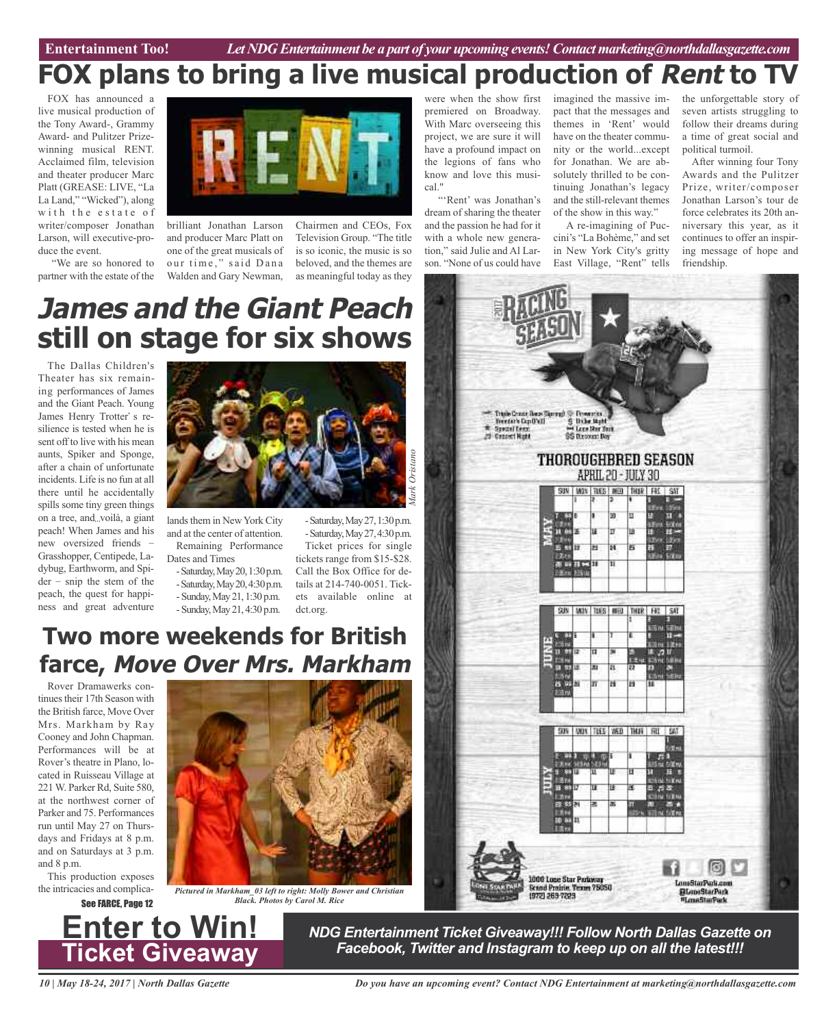Entertainment Too! *Let NDG Entertainment be a part of your upcoming events! Contact marketing@northdallasgazette.com*

# FOX plans to bring a live musical production of *Rent* to TV

FOX has announced a live musical production of the Tony Award-, Grammy Award- and Pulitzer Prize-winning musical RENT. Acclaimed film, television and theater producer Marc Platt (GREASE: LIVE, "La La Land," "Wicked"), along with the estate of writer/composer Jonathan Larson, will executive-produce the event.

"We are so honored to partner with the estate of the brilliant Jonathan Larson and producer Marc Platt on one of the great musicals of our time," said Dana Walden and Gary Newman, Chairmen and CEOs, Fox Television Group. "The title is so iconic, the music is so beloved, and the themes are as meaningful today as they were when the show first premiered on Broadway. With Marc overseeing this project, we are sure it will have a profound impact on the legions of fans who know and love this musical."

"'Rent' was Jonathan's dream of sharing the theater and the passion he had for it with a whole new generation," said Julie and Al Larson. "None of us could have imagined the massive impact that the messages and themes in 'Rent' would have on the theater community or the world...except for Jonathan. We are absolutely thrilled to be continuing Jonathan's legacy and the still-relevant themes of the show in this way."

A re-imagining of Puccini's "La Bohème," and set in New York City's gritty East Village, "Rent" tells the unforgettable story of seven artists struggling to follow their dreams during a time of great social and political turmoil.

After winning four Tony Awards and the Pulitzer Prize, writer/composer Jonathan Larson's tour de force celebrates its 20th anniversary this year, as it continues to offer an inspiring message of hope and friendship.

# *James and the Giant Peach* still on stage for six shows

The Dallas Children's Theater has six remaining performances of James and the Giant Peach. Young James Henry Trotter's resilience is tested when he is sent off to live with his mean aunts, Spiker and Sponge, after a chain of unfortunate incidents. Life is no fun at all there until he accidentally spills some tiny green things on a tree, and...voilà, a giant peach! When James and his new oversized friends – Grasshopper, Centipede, Ladybug, Earthworm, and Spider – snip the stem of the peach, the quest for happiness and great adventure lands them in New York City and at the center of attention.

Mark Oristano

Remaining Performance Dates and Times

- Saturday, May 20, 1:30 p.m.
- Saturday, May 20, 4:30 p.m.
- Sunday, May 21, 1:30 p.m.
- Sunday, May 21, 4:30 p.m.
- Saturday, May 27, 1:30 p.m.
- Saturday, May 27, 4:30 p.m.

Ticket prices for single tickets range from $15-$28. Call the Box Office for details at 214-740-0051. Tickets available online at dct.org.

# Two more weekends for British farce, *Move Over Mrs. Markham*

Rover Dramawerks continues their 17th Season with the British farce, Move Over Mrs. Markham by Ray Cooney and John Chapman. Performances will be at Rover's theatre in Plano, located in Ruisseau Village at 221 W. Parker Rd, Suite 580, at the northwest corner of Parker and 75. Performances run until May 27 on Thursdays and Fridays at 8 p.m. and on Saturdays at 3 p.m. and 8 p.m.

This production exposes the intricacies and complica-

See FARCE, Page 12

*Pictured in Markham_03 left to right: Molly Bower and Christian Black. Photos by Carol M. Rice*

2017 RACING SEASON

THOROUGHBRED SEASON APRIL 20 - JULY 30

1000 Lone Star Parkway, Grand Prairie, Texas 75050 (972) 263-7223

LoneStarPark.com @LoneStarPark #LoneStarPark

# Enter to Win! Ticket Giveaway

***NDG Entertainment Ticket Giveaway!!! Follow North Dallas Gazette on Facebook, Twitter and Instagram to keep up on all the latest!!!***

*Do you have an upcoming event? Contact NDG Entertainment at marketing@northdallasgazette.com*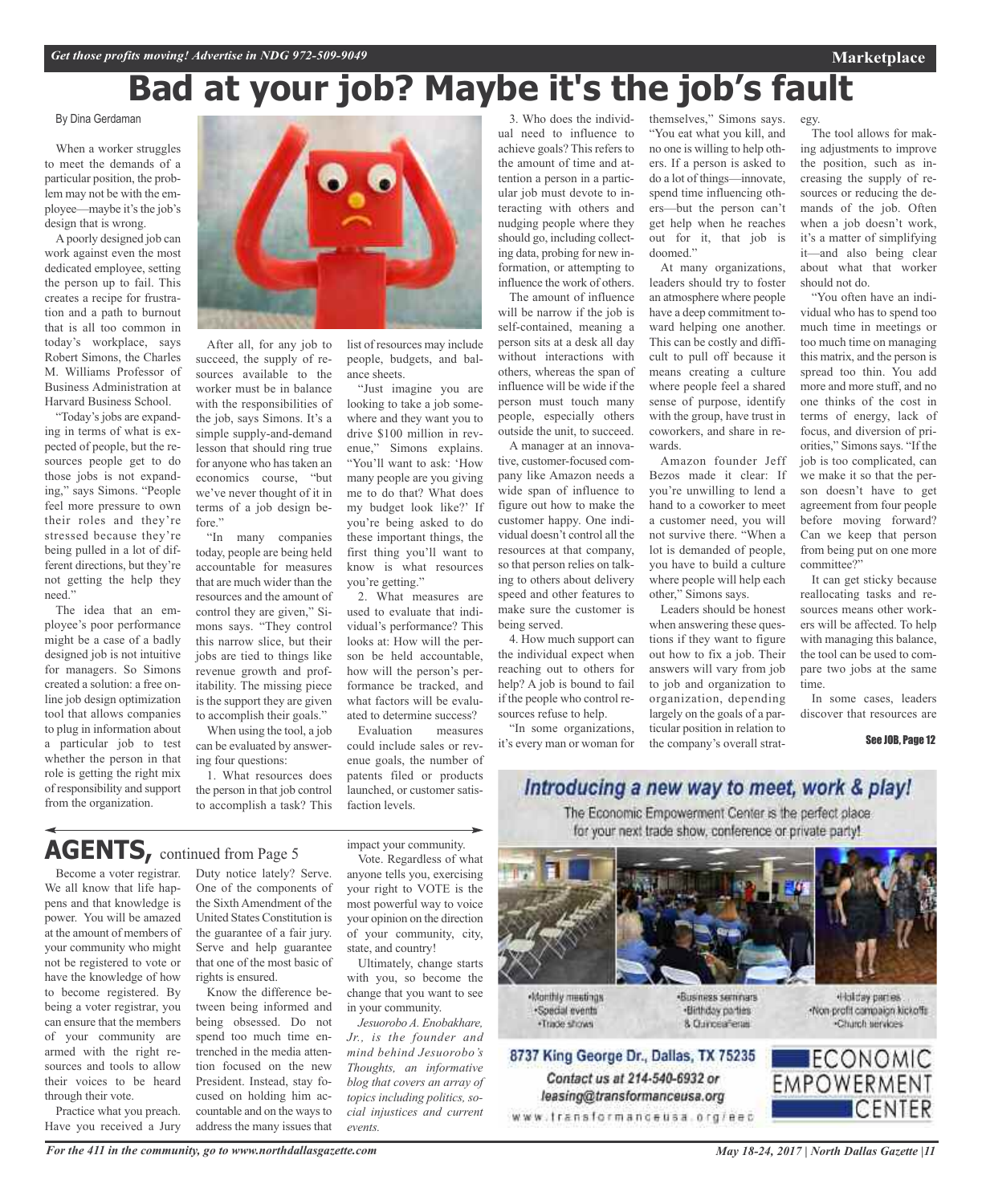# Bad at your job? Maybe it's the job's fault

By Dina Gerdaman

When a worker struggles to meet the demands of a particular position, the problem may not be with the employee—maybe it's the job's design that is wrong.

A poorly designed job can work against even the most dedicated employee, setting the person up to fail. This creates a recipe for frustration and a path to burnout that is all too common in today's workplace, says Robert Simons, the Charles M. Williams Professor of Business Administration at Harvard Business School.

"Today's jobs are expanding in terms of what is expected of people, but the resources people get to do those jobs is not expanding," says Simons. "People feel more pressure to own their roles and they're stressed because they're being pulled in a lot of different directions, but they're not getting the help they need."

The idea that an employee's poor performance might be a case of a badly designed job is not intuitive for managers. So Simons created a solution: a free online job design optimization tool that allows companies to plug in information about a particular job to test whether the person in that role is getting the right mix of responsibility and support from the organization.

After all, for any job to succeed, the supply of resources available to the worker must be in balance with the responsibilities of the job, says Simons. It's a simple supply-and-demand lesson that should ring true for anyone who has taken an economics course, "but we've never thought of it in terms of a job design before."

"In many companies today, people are being held accountable for measures that are much wider than the resources and the amount of control they are given," Simons says. "They control this narrow slice, but their jobs are tied to things like revenue growth and profitability. The missing piece is the support they are given to accomplish their goals."

When using the tool, a job can be evaluated by answering four questions:

1. What resources does the person in that job control to accomplish a task? This list of resources may include people, budgets, and balance sheets.

"Just imagine you are looking to take a job somewhere and they want you to drive $100 million in revenue," Simons explains. "You'll want to ask: 'How many people are you giving me to do that? What does my budget look like?' If you're being asked to do these important things, the first thing you'll want to know is what resources you're getting."

2. What measures are used to evaluate that individual's performance? This looks at: How will the person be held accountable, how will the person's performance be tracked, and what factors will be evaluated to determine success?

Evaluation measures could include sales or revenue goals, the number of patents filed or products launched, or customer satisfaction levels.

3. Who does the individual need to influence to achieve goals? This refers to the amount of time and attention a person in a particular job must devote to interacting with others and nudging people where they should go, including collecting data, probing for new information, or attempting to influence the work of others.

The amount of influence will be narrow if the job is self-contained, meaning a person sits at a desk all day without interactions with others, whereas the span of influence will be wide if the person must touch many people, especially others outside the unit, to succeed.

A manager at an innovative, customer-focused company like Amazon needs a wide span of influence to figure out how to make the customer happy. One individual doesn't control all the resources at that company, so that person relies on talking to others about delivery speed and other features to make sure the customer is being served.

4. How much support can the individual expect when reaching out to others for help? A job is bound to fail if the people who control resources refuse to help.

"In some organizations, it's every man or woman for themselves," Simons says. "You eat what you kill, and no one is willing to help others. If a person is asked to do a lot of things—innovate, spend time influencing others—but the person can't get help when he reaches out for it, that job is doomed."

At many organizations, leaders should try to foster an atmosphere where people have a deep commitment toward helping one another. This can be costly and difficult to pull off because it means creating a culture where people feel a shared sense of purpose, identify with the group, have trust in coworkers, and share in rewards.

Amazon founder Jeff Bezos made it clear: If you're unwilling to lend a hand to a coworker to meet a customer need, you will not survive there. "When a lot is demanded of people, you have to build a culture where people will help each other," Simons says.

Leaders should be honest when answering these questions if they want to figure out how to fix a job. Their answers will vary from job to job and organization to organization, depending largely on the goals of a particular position in relation to the company's overall strategy.

The tool allows for making adjustments to improve the position, such as increasing the supply of resources or reducing the demands of the job. Often when a job doesn't work, it's a matter of simplifying it—and also being clear about what that worker should not do.

"You often have an individual who has to spend too much time in meetings or too much time on managing this matrix, and the person is spread too thin. You add more and more stuff, and no one thinks of the cost in terms of energy, lack of focus, and diversion of priorities," Simons says. "If the job is too complicated, can we make it so that the person doesn't have to get agreement from four people before moving forward? Can we keep that person from being put on one more committee?"

It can get sticky because reallocating tasks and resources means other workers will be affected. To help with managing this balance, the tool can be used to compare two jobs at the same time.

In some cases, leaders discover that resources are

See JOB, Page 12

## AGENTS, continued from Page 5

Become a voter registrar. We all know that life happens and that knowledge is power. You will be amazed at the amount of members of your community who might not be registered to vote or have the knowledge of how to become registered. By being a voter registrar, you can ensure that the members of your community are armed with the right resources and tools to allow their voices to be heard through their vote.

Practice what you preach. Have you received a Jury Duty notice lately? Serve. One of the components of the Sixth Amendment of the United States Constitution is the guarantee of a fair jury. Serve and help guarantee that one of the most basic of rights is ensured.

Know the difference between being informed and being obsessed. Do not spend too much time entrenched in the media attention focused on the new President. Instead, stay focused on holding him accountable and on the ways to address the many issues that impact your community.

Vote. Regardless of what anyone tells you, exercising your right to VOTE is the most powerful way to voice your opinion on the direction of your community, city, state, and country!

Ultimately, change starts with you, so become the change that you want to see in your community.

*Jesuorobo A. Enobakhare, Jr., is the founder and mind behind Jesuorobo's Thoughts, an informative blog that covers an array of topics including politics, social injustices and current events.*

---

## Introducing a new way to meet, work & play!

The Economic Empowerment Center is the perfect place for your next trade show, conference or private party!

- Monthly meetings
- Special events
- Trade shows
- Business seminars
- Birthday parties
- & Quinceañeras
- Holiday parties
- Non-profit campaign kickoffs
- Church services

**8737 King George Dr., Dallas, TX 75235**

Contact us at 214-540-6932 or leasing@transformanceusa.org

www.transformanceusa.org/eec

ECONOMIC EMPOWERMENT CENTER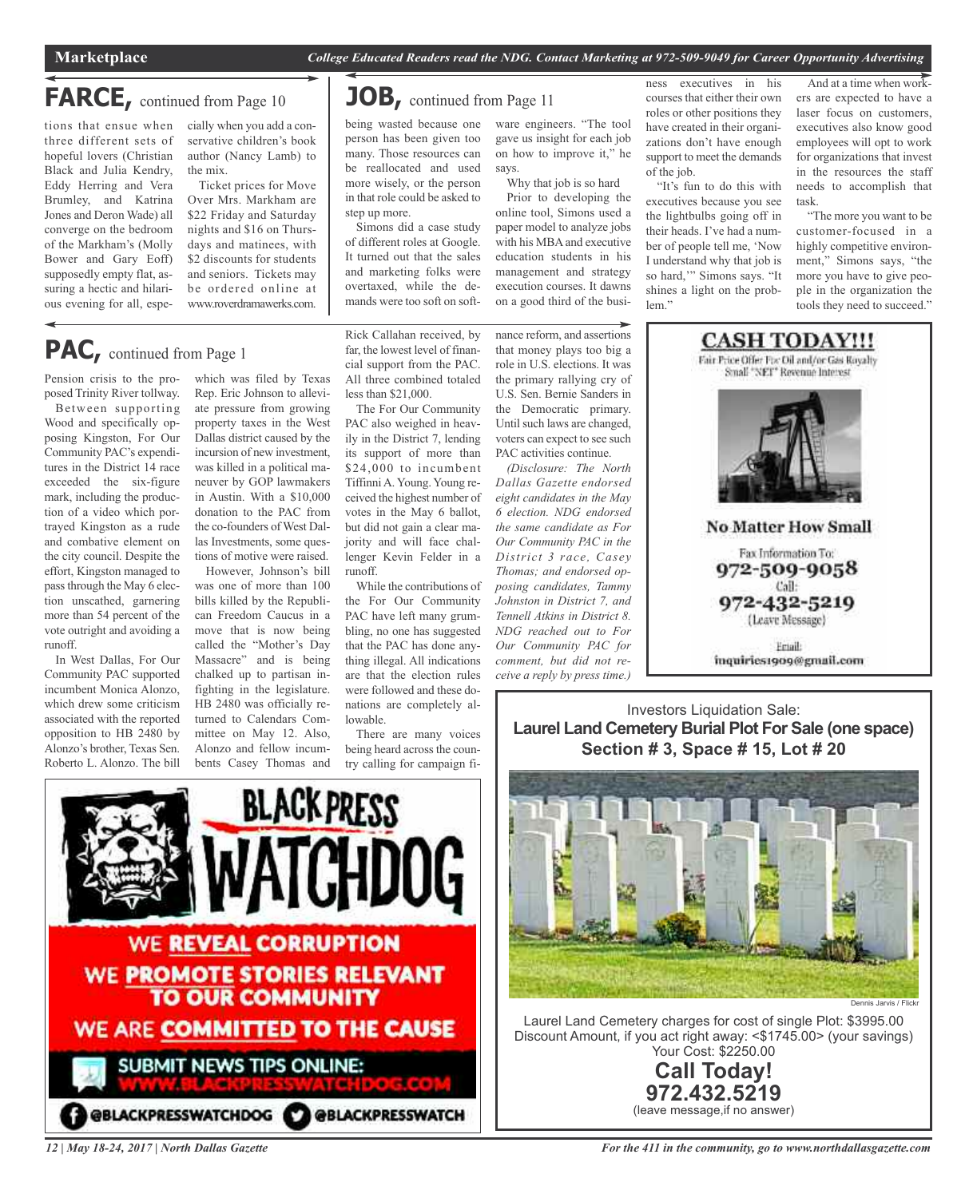## FARCE, continued from Page 10

tions that ensue when three different sets of hopeful lovers (Christian Black and Julia Kendry, Eddy Herring and Vera Brumley, and Katrina Jones and Deron Wade) all converge on the bedroom of the Markham's (Molly Bower and Gary Eoff) supposedly empty flat, assuring a hectic and hilarious evening for all, especially when you add a conservative children's book author (Nancy Lamb) to the mix.

Ticket prices for Move Over Mrs. Markham are $22 Friday and Saturday nights and $16 on Thursdays and matinees, with $2 discounts for students and seniors. Tickets may be ordered online at www.roverdramawerks.com.

## JOB, continued from Page 11

being wasted because one person has been given too many. Those resources can be reallocated and used more wisely, or the person in that role could be asked to step up more.

Simons did a case study of different roles at Google. It turned out that the sales and marketing folks were overtaxed, while the demands were too soft on software engineers. "The tool gave us insight for each job on how to improve it," he says.

Why that job is so hard

Prior to developing the online tool, Simons used a paper model to analyze jobs with his MBA and executive education students in his management and strategy execution courses. It dawns on a good third of the business executives in his courses that either their own roles or other positions they have created in their organizations don't have enough support to meet the demands of the job.

"It's fun to do this with executives because you see the lightbulbs going off in their heads. I've had a number of people tell me, 'Now I understand why that job is so hard,'" Simons says. "It shines a light on the problem."

And at a time when workers are expected to have a laser focus on customers, executives also know good employees will opt to work for organizations that invest in the resources the staff needs to accomplish that task.

"The more you want to be customer-focused in a highly competitive environment," Simons says, "the more you have to give people in the organization the tools they need to succeed."

## PAC, continued from Page 1

Pension crisis to the proposed Trinity River tollway.

Between supporting Wood and specifically opposing Kingston, For Our Community PAC's expenditures in the District 14 race exceeded the six-figure mark, including the production of a video which portrayed Kingston as a rude and combative element on the city council. Despite the effort, Kingston managed to pass through the May 6 election unscathed, garnering more than 54 percent of the vote outright and avoiding a runoff.

In West Dallas, For Our Community PAC supported incumbent Monica Alonzo, which drew some criticism associated with the reported opposition to HB 2480 by Alonzo's brother, Texas Sen. Roberto L. Alonzo. The bill which was filed by Texas Rep. Eric Johnson to alleviate pressure from growing property taxes in the West Dallas district caused by the incursion of new investment, was killed in a political maneuver by GOP lawmakers in Austin. With a $10,000 donation to the PAC from the co-founders of West Dallas Investments, some questions of motive were raised.

However, Johnson's bill was one of more than 100 bills killed by the Republican Freedom Caucus in a move that is now being called the "Mother's Day Massacre" and is being chalked up to partisan infighting in the legislature. HB 2480 was officially returned to Calendars Committee on May 12. Also, Alonzo and fellow incumbents Casey Thomas and Rick Callahan received, by far, the lowest level of financial support from the PAC. All three combined totaled less than $21,000.

The For Our Community PAC also weighed in heavily in the District 7, lending its support of more than $24,000 to incumbent Tiffinni A. Young. Young received the highest number of votes in the May 6 ballot, but did not gain a clear majority and will face challenger Kevin Felder in a runoff.

While the contributions of the For Our Community PAC have left many grumbling, no one has suggested that the PAC has done anything illegal. All indications are that the election rules were followed and these donations are completely allowable.

There are many voices being heard across the country calling for campaign finance reform, and assertions that money plays too big a role in U.S. elections. It was the primary rallying cry of U.S. Sen. Bernie Sanders in the Democratic primary. Until such laws are changed, voters can expect to see such PAC activities continue.

*(Disclosure: The North Dallas Gazette endorsed eight candidates in the May 6 election. NDG endorsed the same candidate as For Our Community PAC in the District 3 race, Casey Thomas; and endorsed opposing candidates, Tammy Johnston in District 7, and Tennell Atkins in District 8. NDG reached out to For Our Community PAC for comment, but did not receive a reply by press time.)*

**CASH TODAY!!!**

Fair Price Offer For Oil and/or Gas Royalty Small "NET" Revenue Interest

**No Matter How Small**

Fax Information To: 972-509-9058

Call: 972-432-5219 (Leave Message)

Email: inquiries1909@gmail.com

**BLACK PRESS WATCHDOG**

WE **REVEAL CORRUPTION**

WE **PROMOTE STORIES RELEVANT TO OUR COMMUNITY**

WE ARE **COMMITTED TO THE CAUSE**

SUBMIT NEWS TIPS ONLINE: WWW.BLACKPRESSWATCHDOG.COM

@BLACKPRESSWATCHDOG @BLACKPRESSWATCH

Investors Liquidation Sale:

**Laurel Land Cemetery Burial Plot For Sale (one space)**

**Section # 3, Space # 15, Lot # 20**

Dennis Jarvis / Flickr

Laurel Land Cemetery charges for cost of single Plot: $3995.00

Discount Amount, if you act right away: <$1745.00> (your savings)

Your Cost: $2250.00

**Call Today!**

**972.432.5219**

(leave message,if no answer)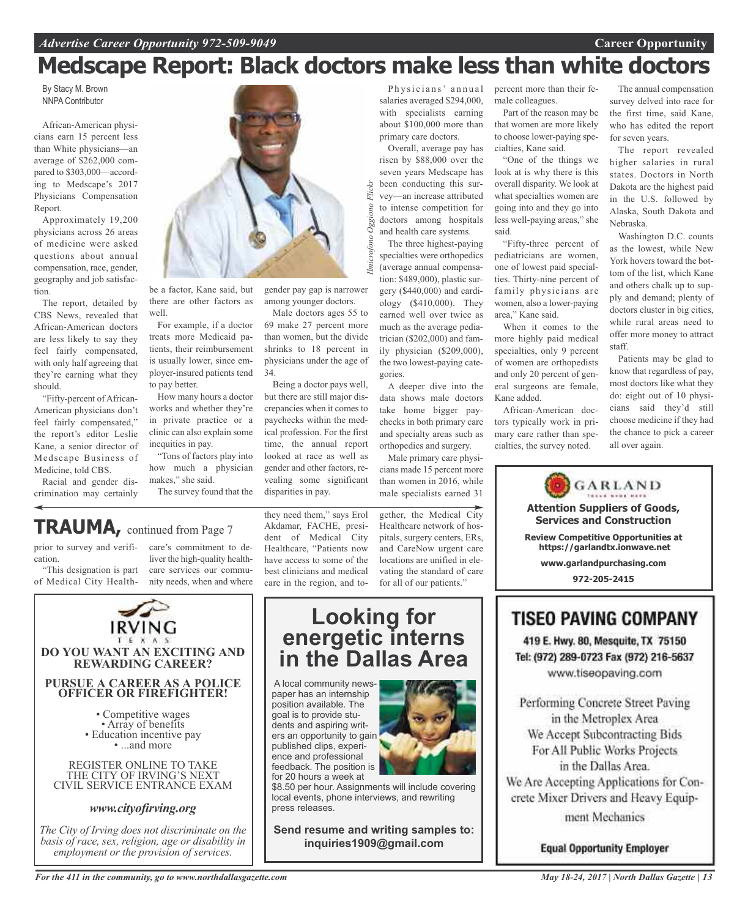# Medscape Report: Black doctors make less than white doctors

By Stacy M. Brown
NNPA Contributor

African-American physicians earn 15 percent less than White physicians—an average of $262,000 compared to $303,000—according to Medscape's 2017 Physicians Compensation Report.

Approximately 19,200 physicians across 26 areas of medicine were asked questions about annual compensation, race, gender, geography and job satisfaction.

The report, detailed by CBS News, revealed that African-American doctors are less likely to say they feel fairly compensated, with only half agreeing that they're earning what they should.

"Fifty-percent of African-American physicians don't feel fairly compensated," the report's editor Leslie Kane, a senior director of Medscape Business of Medicine, told CBS.

Racial and gender discrimination may certainly be a factor, Kane said, but there are other factors as well.

For example, if a doctor treats more Medicaid patients, their reimbursement is usually lower, since employer-insured patients tend to pay better.

How many hours a doctor works and whether they're in private practice or a clinic can also explain some inequities in pay.

"Tons of factors play into how much a physician makes," she said.

The survey found that the gender pay gap is narrower among younger doctors.

Male doctors ages 55 to 69 make 27 percent more than women, but the divide shrinks to 18 percent in physicians under the age of 34.

Being a doctor pays well, but there are still major discrepancies when it comes to paychecks within the medical profession. For the first time, the annual report looked at race as well as gender and other factors, revealing some significant disparities in pay.

*Ilmicrofono Oggiono Flickr*

Physicians' annual salaries averaged $294,000, with specialists earning about $100,000 more than primary care doctors.

Overall, average pay has risen by $88,000 over the seven years Medscape has been conducting this survey—an increase attributed to intense competition for doctors among hospitals and health care systems.

The three highest-paying specialties were orthopedics (average annual compensation: $489,000), plastic surgery ($440,000) and cardiology ($410,000). They earned well over twice as much as the average pediatrician ($202,000) and family physician ($209,000), the two lowest-paying categories.

A deeper dive into the data shows male doctors take home bigger paychecks in both primary care and specialty areas such as orthopedics and surgery.

Male primary care physicians made 15 percent more than women in 2016, while male specialists earned 31 percent more than their female colleagues.

Part of the reason may be that women are more likely to choose lower-paying specialties, Kane said.

"One of the things we look at is why there is this overall disparity. We look at what specialties women are going into and they go into less well-paying areas," she said.

"Fifty-three percent of pediatricians are women, one of lowest paid specialties. Thirty-nine percent of family physicians are women, also a lower-paying area," Kane said.

When it comes to the more highly paid medical specialties, only 9 percent of women are orthopedists and only 20 percent of general surgeons are female, Kane added.

African-American doctors typically work in primary care rather than specialties, the survey noted.

The annual compensation survey delved into race for the first time, said Kane, who has edited the report for seven years.

The report revealed higher salaries in rural states. Doctors in North Dakota are the highest paid in the U.S. followed by Alaska, South Dakota and Nebraska.

Washington D.C. counts as the lowest, while New York hovers toward the bottom of the list, which Kane and others chalk up to supply and demand; plenty of doctors cluster in big cities, while rural areas need to offer more money to attract staff.

Patients may be glad to know that regardless of pay, most doctors like what they do: eight out of 10 physicians said they'd still choose medicine if they had the chance to pick a career all over again.

## TRAUMA, continued from Page 7

prior to survey and verification.

"This designation is part of Medical City Healthcare's commitment to deliver the high-quality healthcare services our community needs, when and where they need them," says Erol Akdamar, FACHE, president of Medical City Healthcare, "Patients now have access to some of the best clinicians and medical care in the region, and together, the Medical City Healthcare network of hospitals, surgery centers, ERs, and CareNow urgent care locations are unified in elevating the standard of care for all of our patients."

---

**GARLAND**

**Attention Suppliers of Goods, Services and Construction**

**Review Competitive Opportunities at https://garlandtx.ionwave.net**

**www.garlandpurchasing.com**

**972-205-2415**

---

**IRVING TEXAS**

**DO YOU WANT AN EXCITING AND REWARDING CAREER?**

**PURSUE A CAREER AS A POLICE OFFICER OR FIREFIGHTER!**

- Competitive wages
- Array of benefits
- Education incentive pay
- ...and more

REGISTER ONLINE TO TAKE THE CITY OF IRVING'S NEXT CIVIL SERVICE ENTRANCE EXAM

***www.cityofirving.org***

*The City of Irving does not discriminate on the basis of race, sex, religion, age or disability in employment or the provision of services.*

---

## Looking for energetic interns in the Dallas Area

A local community newspaper has an internship position available. The goal is to provide students and aspiring writers an opportunity to gain published clips, experience and professional feedback. The position is for 20 hours a week at $8.50 per hour. Assignments will include covering local events, phone interviews, and rewriting press releases.

**Send resume and writing samples to: inquiries1909@gmail.com**

---

**TISEO PAVING COMPANY**

**419 E. Hwy. 80, Mesquite, TX 75150**
**Tel: (972) 289-0723 Fax (972) 216-5637**
www.tiseopaving.com

Performing Concrete Street Paving in the Metroplex Area
We Accept Subcontracting Bids For All Public Works Projects in the Dallas Area.
We Are Accepting Applications for Concrete Mixer Drivers and Heavy Equipment Mechanics

**Equal Opportunity Employer**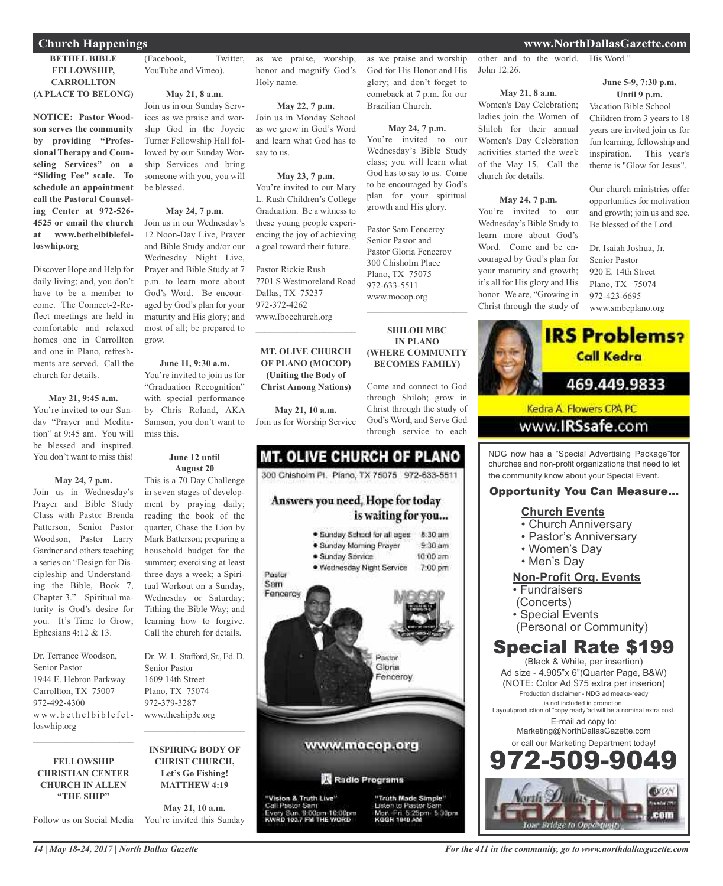## Church Happenings

**BETHEL BIBLE FELLOWSHIP, CARROLLTON (A PLACE TO BELONG)**

**NOTICE: Pastor Woodson serves the community by providing "Professional Therapy and Counseling Services" on a "Sliding Fee" scale. To schedule an appointment call the Pastoral Counseling Center at 972-526-4525 or email the church at www.bethelbiblefelloswhip.org**

Discover Hope and Help for daily living; and, you don't have to be a member to come. The Connect-2-Reflect meetings are held in comfortable and relaxed homes one in Carrollton and one in Plano, refreshments are served. Call the church for details.

**May 21, 9:45 a.m.**
You're invited to our Sunday "Prayer and Meditation" at 9:45 am. You will be blessed and inspired. You don't want to miss this!

**May 24, 7 p.m.**
Join us in Wednesday's Prayer and Bible Study Class with Pastor Brenda Patterson, Senior Pastor Woodson, Pastor Larry Gardner and others teaching a series on "Design for Discipleship and Understanding the Bible, Book 7, Chapter 3." Spiritual maturity is God's desire for you. It's Time to Grow; Ephesians 4:12 & 13.

Dr. Terrance Woodson,
Senior Pastor
1944 E. Hebron Parkway
Carrollton, TX 75007
972-492-4300
www.bethelbiblefelloswhip.org

---

**FELLOWSHIP CHRISTIAN CENTER CHURCH IN ALLEN "THE SHIP"**

Follow us on Social Media (Facebook, Twitter, YouTube and Vimeo).

**May 21, 8 a.m.**
Join us in our Sunday Services as we praise and worship God in the Joycie Turner Fellowship Hall followed by our Sunday Worship Services and bring someone with you, you will be blessed.

**May 24, 7 p.m.**
Join us in our Wednesday's 12 Noon-Day Live, Prayer and Bible Study and/or our Wednesday Night Live, Prayer and Bible Study at 7 p.m. to learn more about God's Word. Be encouraged by God's plan for your maturity and His glory; and most of all; be prepared to grow.

**June 11, 9:30 a.m.**
You're invited to join us for "Graduation Recognition" with special performance by Chris Roland, AKA Samson, you don't want to miss this.

**June 12 until August 20**
This is a 70 Day Challenge in seven stages of development by praying daily; reading the book of the quarter, Chase the Lion by Mark Batterson; preparing a household budget for the summer; exercising at least three days a week; a Spiritual Workout on a Sunday, Wednesday or Saturday; Tithing the Bible Way; and learning how to forgive. Call the church for details.

Dr. W. L. Stafford, Sr., Ed. D.
Senior Pastor
1609 14th Street
Plano, TX 75074
972-379-3287
www.theship3c.org

---

**INSPIRING BODY OF CHRIST CHURCH, Let's Go Fishing! MATTHEW 4:19**

**May 21, 10 a.m.**
You're invited this Sunday as we praise, worship, honor and magnify God's Holy name.

**May 22, 7 p.m.**
Join us in Monday School as we grow in God's Word and learn what God has to say to us.

**May 23, 7 p.m.**
You're invited to our Mary L. Rush Children's College Graduation. Be a witness to these young people experiencing the joy of achieving a goal toward their future.

Pastor Rickie Rush
7701 S Westmoreland Road
Dallas, TX 75237
972-372-4262
www.Ibocchurch.org

---

**MT. OLIVE CHURCH OF PLANO (MOCOP) (Uniting the Body of Christ Among Nations)**

**May 21, 10 a.m.**
Join us for Worship Service as we praise and worship God for His Honor and His glory; and don't forget to comeback at 7 p.m. for our Brazilian Church.

**May 24, 7 p.m.**
You're invited to our Wednesday's Bible Study class; you will learn what God has to say to us. Come to be encouraged by God's plan for your spiritual growth and His glory.

Pastor Sam Fenceroy
Senior Pastor and
Pastor Gloria Fenceroy
300 Chisholm Place
Plano, TX 75075
972-633-5511
www.mocop.org

---

**SHILOH MBC IN PLANO (WHERE COMMUNITY BECOMES FAMILY)**

Come and connect to God through Shiloh; grow in Christ through the study of God's Word; and Serve God through service to each other and to the world. John 12:26.

**May 21, 8 a.m.**
Women's Day Celebration; ladies join the Women of Shiloh for their annual Women's Day Celebration activities started the week of the May 15. Call the church for details.

**May 24, 7 p.m.**
You're invited to our Wednesday's Bible Study to learn more about God's Word. Come and be encouraged by God's plan for your maturity and growth; it's all for His glory and His honor. We are, "Growing in Christ through the study of His Word."

**June 5-9, 7:30 p.m. Until 9 p.m.**
Vacation Bible School Children from 3 years to 18 years are invited join us for fun learning, fellowship and inspiration. This year's theme is "Glow for Jesus".

Our church ministries offer opportunities for motivation and growth; join us and see. Be blessed of the Lord.

Dr. Isaiah Joshua, Jr.
Senior Pastor
920 E. 14th Street
Plano, TX 75074
972-423-6695
www.smbcplano.org

---

**MT. OLIVE CHURCH OF PLANO**
300 Chisholm Pl. Plano, TX 75075 972-633-5511

Answers you need, Hope for today is waiting for you...

- Sunday School for all ages 8:30 am
- Sunday Morning Prayer 9:30 am
- Sunday Service 10:00 am
- Wednesday Night Service 7:00 pm

Pastor Sam Fenceroy — Pastor Gloria Fenceroy

www.mocop.org

Radio Programs

"Vision & Truth Live" Call Pastor Sam Every Sun. 9:00pm-10:00pm KWRD 100.7 FM THE WORD

"Truth Made Simple" Listen to Pastor Sam Mon.-Fri. 5:25pm-5:30pm KGGR 1040 AM

---

**IRS Problems? Call Kedra**
469.449.9833
Kedra A. Flowers CPA PC
www.IRSsafe.com

---

NDG now has a "Special Advertising Package" for churches and non-profit organizations that need to let the community know about your Special Event.

**Opportunity You Can Measure...**

**Church Events**
- Church Anniversary
- Pastor's Anniversary
- Women's Day
- Men's Day

**Non-Profit Org. Events**
- Fundraisers (Concerts)
- Special Events (Personal or Community)

**Special Rate $199**
(Black & White, per insertion)
Ad size - 4.905"x 6"(Quarter Page, B&W)
(NOTE: Color Ad $75 extra per inserion)
Production disclaimer - NDG ad meake-ready is not included in promotion.
Layout/production of "copy ready"ad will be a nominal extra cost.
E-mail ad copy to:
Marketing@NorthDallasGazette.com
or call our Marketing Department today!
**972-509-9049**

North Dallas Gazette .com — Your Bridge to Opportunity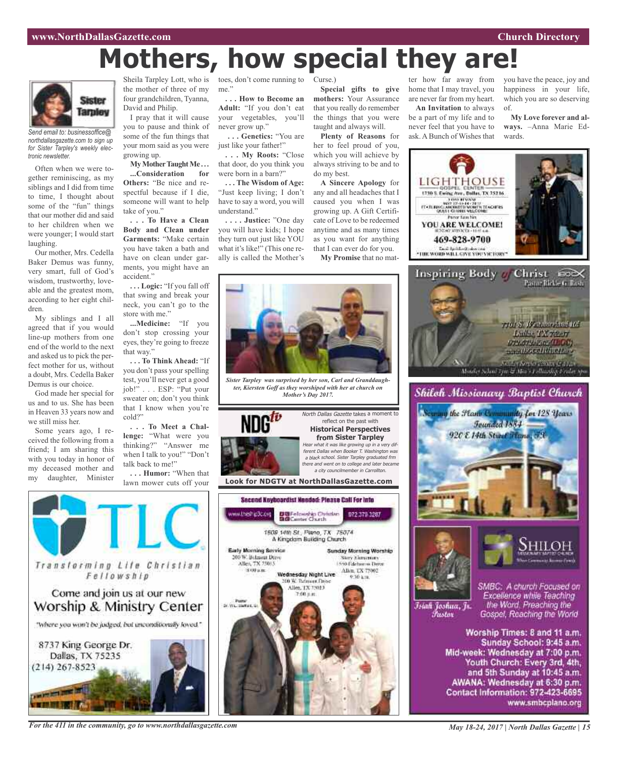# Mothers, how special they are!

*Send email to: businessoffice@northdallasgazette.com to sign up for Sister Tarpley's weekly electronic newsletter.*

Often when we were together reminiscing, as my siblings and I did from time to time, I thought about some of the "fun" things that our mother did and said to her children when we were younger; I would start laughing.

Our mother, Mrs. Cedella Baker Demus was funny, very smart, full of God's wisdom, trustworthy, loveable and the greatest mom, according to her eight children.

My siblings and I all agreed that if you would line-up mothers from one end of the world to the next and asked us to pick the perfect mother for us, without a doubt, Mrs. Cedella Baker Demus is our choice.

God made her special for us and to us. She has been in Heaven 33 years now and we still miss her.

Some years ago, I received the following from a friend; I am sharing this with you today in honor of my deceased mother and my daughter, Minister Sheila Tarpley Lott, who is the mother of three of my four grandchildren, Tyanna, David and Philip.

I pray that it will cause you to pause and think of some of the fun things that your mom said as you were growing up.

**My Mother Taught Me…**

**...Consideration for Others:** "Be nice and respectful because if I die, someone will want to help take of you."

**. . . To Have a Clean Body and Clean under Garments:** "Make certain you have taken a bath and have on clean under garments, you might have an accident."

**. . . Logic:** "If you fall off that swing and break your neck, you can't go to the store with me."

**...Medicine:** "If you don't stop crossing your eyes, they're going to freeze that way."

**. . . To Think Ahead:** "If you don't pass your spelling test, you'll never get a good job!" . . . ESP: "Put your sweater on; don't you think that I know when you're cold?"

**. . . To Meet a Challenge:** "What were you thinking?" "Answer me when I talk to you!" "Don't talk back to me!"

**. . . Humor:** "When that lawn mower cuts off your toes, don't come running to me."

**. . . How to Become an Adult:** "If you don't eat your vegetables, you'll never grow up."

**. . . Genetics:** "You are just like your father!"

**. . . My Roots:** "Close that door, do you think you were born in a barn?"

**. . . The Wisdom of Age:** "Just keep living; I don't have to say a word, you will understand."

**. . . . Justice:** "One day you will have kids; I hope they turn out just like YOU what it's like!" (This one really is called the Mother's Curse.)

**Special gifts to give mothers:** Your Assurance that you really do remember the things that you were taught and always will.

**Plenty of Reasons** for her to feel proud of you, which you will achieve by always striving to be and to do my best.

**A Sincere Apology** for any and all headaches that I caused you when I was growing up. A Gift Certificate of Love to be redeemed anytime and as many times as you want for anything that I can ever do for you.

**My Promise** that no matter how far away from home that I may travel, you are never far from my heart.

**An Invitation** to always be a part of my life and to never feel that you have to ask. A Bunch of Wishes that you have the peace, joy and happiness in your life, which you are so deserving of.

**My Love forever and always.** –Anna Marie Edwards.

*Sister Tarpley was surprised by her son, Carl and Granddaughter, Kiersten Goff as they worshiped with her at church on Mother's Day 2017.*

*North Dallas Gazette* takes a moment to reflect on the past with

**Historical Perspectives from Sister Tarpley**

*Hear what it was like growing up in a very different Dallas when Booker T. Washington was a black school. Sister Tarpley graduated frm there and went on to college and later became a city councilmember in Carrollton.*

**Look for NDGTV at NorthDallasGazette.com**

**TLC** Transforming Life Christian Fellowship

Come and join us at our new Worship & Ministry Center

"Where you won't be judged, but unconditionally loved."

8737 King George Dr.
Dallas, TX 75235
(214) 267-8523

**Second Keyboardist Needed: Please Call For Info**

Fellowship Christian Center Church — 972 379 3287

1609 14th St., Plano, TX 75074
A Kingdom Building Church

Early Morning Service — 200 W. Belmont Drive, Allen, TX 75013, 8:00 a.m.

Sunday Morning Worship — Story Elementary, 1550 Edelweiss Drive, Allen, TX 75002, 9:30 a.m.

Wednesday Night Live — 200 W. Belmont Drive, Allen, TX 75013, 7:00 p.m.

**LIGHTHOUSE** GOSPEL CENTER
1730 S. Ewing Ave., Dallas, TX 75216

**YOU ARE WELCOME!**

469-828-9700

"THE WORD WILL GIVE YOU VICTORY"

**Inspiring Body of Christ** — Pastor Rickie G. Rush

**Shiloh Missionary Baptist Church**

Serving the Plano Community for 128 Years
Founded 1884
920 E 14th Street Plano, TX

Isiah Joshua, Jr. Pastor

SMBC: A church Focused on Excellence while Teaching the Word, Preaching the Gospel, Reaching the World

Worship Times: 8 and 11 a.m.
Sunday School: 9:45 a.m.
Mid-week: Wednesday at 7:00 p.m.
Youth Church: Every 3rd, 4th, and 5th Sunday at 10:45 a.m.
AWANA: Wednesday at 6:30 p.m.
Contact Information: 972-423-6695
www.smbcplano.org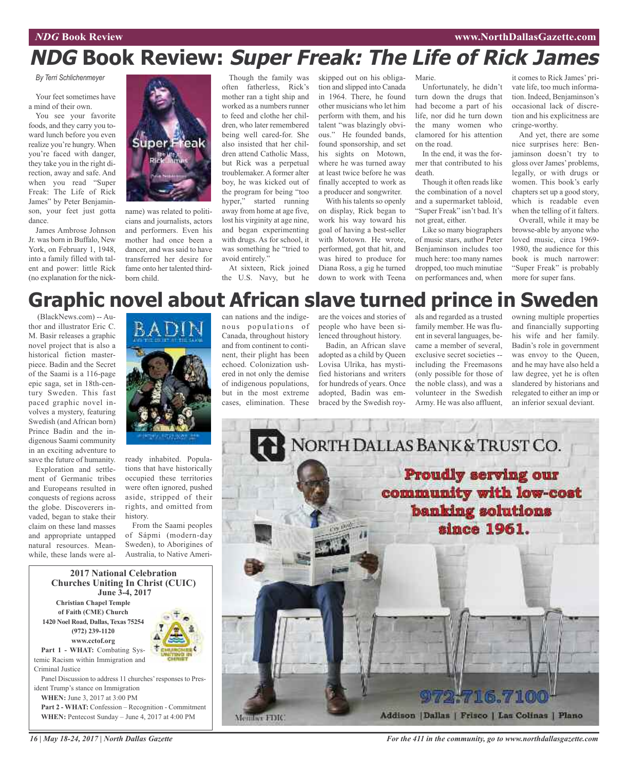# NDG Book Review: *Super Freak: The Life of Rick James*

*By Terri Schlichenmeyer*

Your feet sometimes have a mind of their own.

You see your favorite foods, and they carry you toward lunch before you even realize you're hungry. When you're faced with danger, they take you in the right direction, away and safe. And when you read "Super Freak: The Life of Rick James" by Peter Benjaminson, your feet just gotta dance.

James Ambrose Johnson Jr. was born in Buffalo, New York, on February 1, 1948, into a family filled with talent and power: little Rick (no explanation for the nickname) was related to politicians and journalists, actors and performers. Even his mother had once been a dancer, and was said to have transferred her desire for fame onto her talented third-born child.

Though the family was often fatherless, Rick's mother ran a tight ship and worked as a numbers runner to feed and clothe her children, who later remembered being well cared-for. She also insisted that her children attend Catholic Mass, but Rick was a perpetual troublemaker. A former alter boy, he was kicked out of the program for being "too hyper," started running away from home at age five, lost his virginity at age nine, and began experimenting with drugs. As for school, it was something he "tried to avoid entirely."

At sixteen, Rick joined the U.S. Navy, but he skipped out on his obligation and slipped into Canada in 1964. There, he found other musicians who let him perform with them, and his talent "was blazingly obvious." He founded bands, found sponsorship, and set his sights on Motown, where he was turned away at least twice before he was finally accepted to work as a producer and songwriter.

With his talents so openly on display, Rick began to work his way toward his goal of having a best-seller with Motown. He wrote, performed, got that hit, and was hired to produce for Diana Ross, a gig he turned down to work with Teena Marie.

Unfortunately, he didn't turn down the drugs that had become a part of his life, nor did he turn down the many women who clamored for his attention on the road.

In the end, it was the former that contributed to his death.

Though it often reads like the combination of a novel and a supermarket tabloid, "Super Freak" isn't bad. It's not great, either.

Like so many biographers of music stars, author Peter Benjaminson includes too much here: too many names dropped, too much minutiae on performances and, when it comes to Rick James' private life, too much information. Indeed, Benjaminson's occasional lack of discretion and his explicitness are cringe-worthy.

And yet, there are some nice surprises here: Benjaminson doesn't try to gloss over James' problems, legally, or with drugs or women. This book's early chapters set up a good story, which is readable even when the telling of it falters.

Overall, while it may be browse-able by anyone who loved music, circa 1969-1980, the audience for this book is much narrower: "Super Freak" is probably more for super fans.

# Graphic novel about African slave turned prince in Sweden

(BlackNews.com) -- Author and illustrator Eric C. M. Basir releases a graphic novel project that is also a historical fiction masterpiece. Badin and the Secret of the Saami is a 116-page epic saga, set in 18th-century Sweden. This fast paced graphic novel involves a mystery, featuring Swedish (and African born) Prince Badin and the indigenous Saami community in an exciting adventure to save the future of humanity.

Exploration and settlement of Germanic tribes and Europeans resulted in conquests of regions across the globe. Discoverers invaded, began to stake their claim on these land masses and appropriate untapped natural resources. Meanwhile, these lands were already inhabited. Populations that have historically occupied these territories were often ignored, pushed aside, stripped of their rights, and omitted from history.

From the Saami peoples of Sápmi (modern-day Sweden), to Aborigines of Australia, to Native American nations and the indigenous populations of Canada, throughout history and from continent to continent, their plight has been echoed. Colonization ushered in not only the demise of indigenous populations, but in the most extreme cases, elimination. These are the voices and stories of people who have been silenced throughout history.

Badin, an African slave adopted as a child by Queen Lovisa Ulrika, has mystified historians and writers for hundreds of years. Once adopted, Badin was embraced by the Swedish royals and regarded as a trusted family member. He was fluent in several languages, became a member of several, exclusive secret societies -- including the Freemasons (only possible for those of the noble class), and was a volunteer in the Swedish Army. He was also affluent, owning multiple properties and financially supporting his wife and her family. Badin's role in government was envoy to the Queen, and he may have also held a law degree, yet he is often slandered by historians and relegated to either an imp or an inferior sexual deviant.

**2017 National Celebration**
**Churches Uniting In Christ (CUIC)**
**June 3-4, 2017**

**Christian Chapel Temple of Faith (CME) Church**
**1420 Noel Road, Dallas, Texas 75254**
**(972) 239-1120**
**www.cctof.org**

**Part 1 - WHAT:** Combating Systemic Racism within Immigration and Criminal Justice

Panel Discussion to address 11 churches' responses to President Trump's stance on Immigration

**WHEN:** June 3, 2017 at 3:00 PM

**Part 2 - WHAT:** Confession – Recognition - Commitment

**WHEN:** Pentecost Sunday – June 4, 2017 at 4:00 PM

NORTH DALLAS BANK & TRUST CO.

**Proudly serving our community with low-cost banking solutions since 1961.**

972.716.7100

Member FDIC

Addison | Dallas | Frisco | Las Colinas | Plano